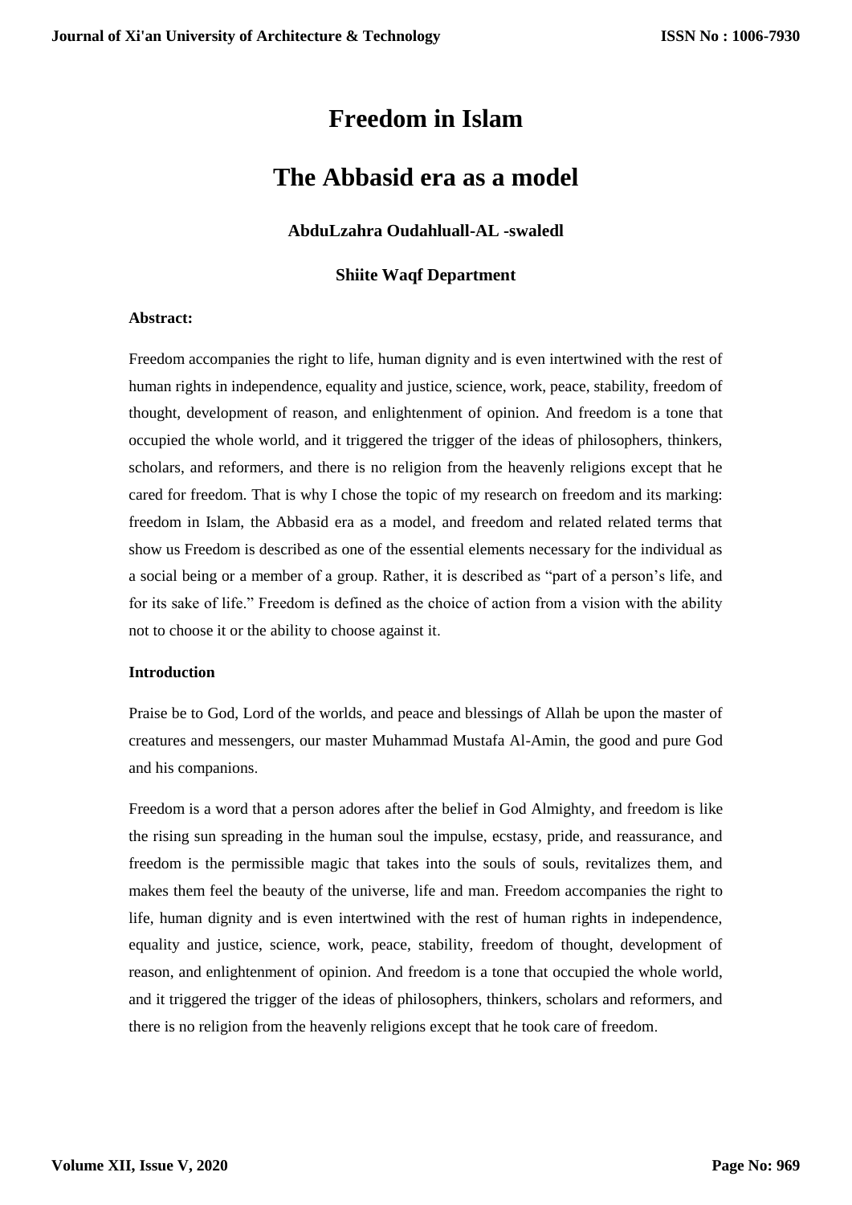# Freedom in Islam

# The Abbasid era as a model

**AbduLzahra Oudahluall-AL -swaledl**

**Shiite Waqf Department**

**Abstract:**

Freedom accompanies the right to life, human dignity and is even intertwined with the rest of human rights in independence, equality and justice, science, work, peace, stability, freedom of thought, development of reason, and enlightenment of opinion. And freedom is a tone that occupied the whole world, and it triggered the trigger of the ideas of philosophers, thinkers, scholars, and reformers, and there is no religion from the heavenly religions except that he cared for freedom. That is why I chose the topic of my research on freedom and its marking: freedom in Islam, the Abbasid era as a model, and freedom and related related terms that show us Freedom is described as one of the essential elements necessary for the individual as a social being or a member of a group. Rather, it is described as "part of a person's life, and for its sake of life." Freedom is defined as the choice of action from a vision with the ability not to choose it or the ability to choose against it.

**Introduction**

Praise be to God, Lord of the worlds, and peace and blessings of Allah be upon the master of creatures and messengers, our master Muhammad Mustafa Al-Amin, the good and pure God and his companions.

Freedom is a word that a person adores after the belief in God Almighty, and freedom is like the rising sun spreading in the human soul the impulse, ecstasy, pride, and reassurance, and freedom is the permissible magic that takes into the souls of souls, revitalizes them, and makes them feel the beauty of the universe, life and man. Freedom accompanies the right to life, human dignity and is even intertwined with the rest of human rights in independence, equality and justice, science, work, peace, stability, freedom of thought, development of reason, and enlightenment of opinion. And freedom is a tone that occupied the whole world, and it triggered the trigger of the ideas of philosophers, thinkers, scholars and reformers, and there is no religion from the heavenly religions except that he took care of freedom.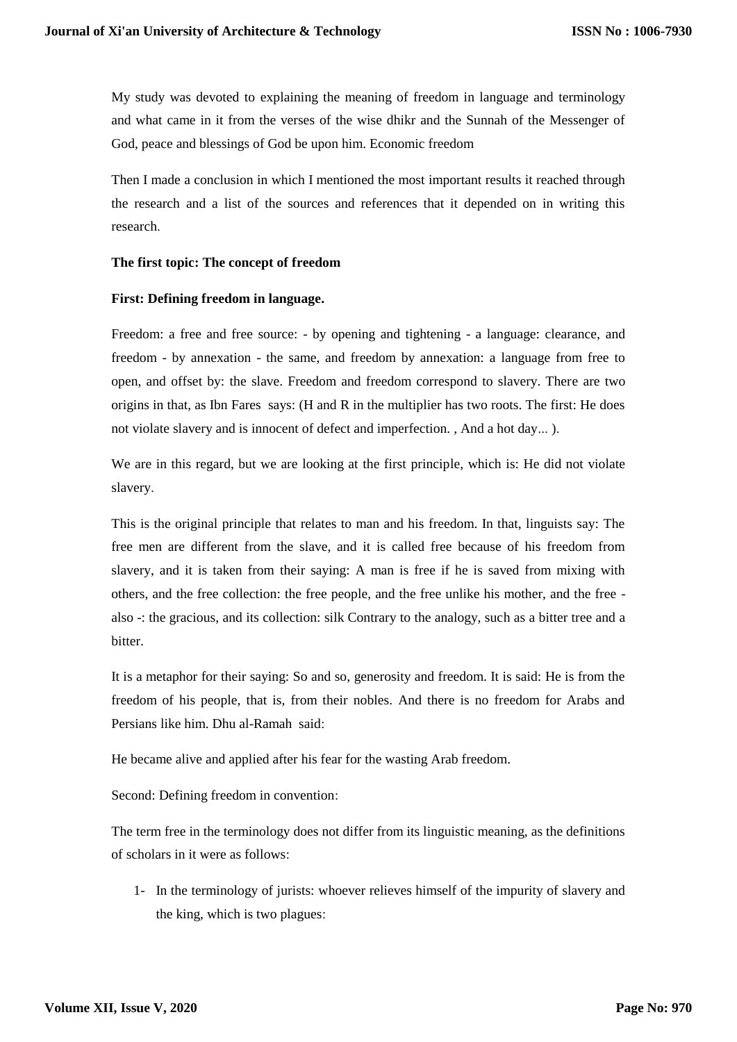My study was devoted to explaining the meaning of freedom in language and terminology and what came in it from the verses of the wise dhikr and the Sunnah of the Messenger of God, peace and blessings of God be upon him. Economic freedom

Then I made a conclusion in which I mentioned the most important results it reached through the research and a list of the sources and references that it depended on in writing this research.

**The first topic: The concept of freedom**

**First: Defining freedom in language.**

Freedom: a free and free source: - by opening and tightening - a language: clearance, and freedom - by annexation - the same, and freedom by annexation: a language from free to open, and offset by: the slave. Freedom and freedom correspond to slavery. There are two origins in that, as Ibn Fares says: (H and R in the multiplier has two roots. The first: He does not violate slavery and is innocent of defect and imperfection. , And a hot day... ).

We are in this regard, but we are looking at the first principle, which is: He did not violate slavery.

This is the original principle that relates to man and his freedom. In that, linguists say: The free men are different from the slave, and it is called free because of his freedom from slavery, and it is taken from their saying: A man is free if he is saved from mixing with others, and the free collection: the free people, and the free unlike his mother, and the free - also -: the gracious, and its collection: silk Contrary to the analogy, such as a bitter tree and a bitter.

It is a metaphor for their saying: So and so, generosity and freedom. It is said: He is from the freedom of his people, that is, from their nobles. And there is no freedom for Arabs and Persians like him. Dhu al-Ramah said:

He became alive and applied after his fear for the wasting Arab freedom.

Second: Defining freedom in convention:

The term free in the terminology does not differ from its linguistic meaning, as the definitions of scholars in it were as follows:

1- In the terminology of jurists: whoever relieves himself of the impurity of slavery and the king, which is two plagues: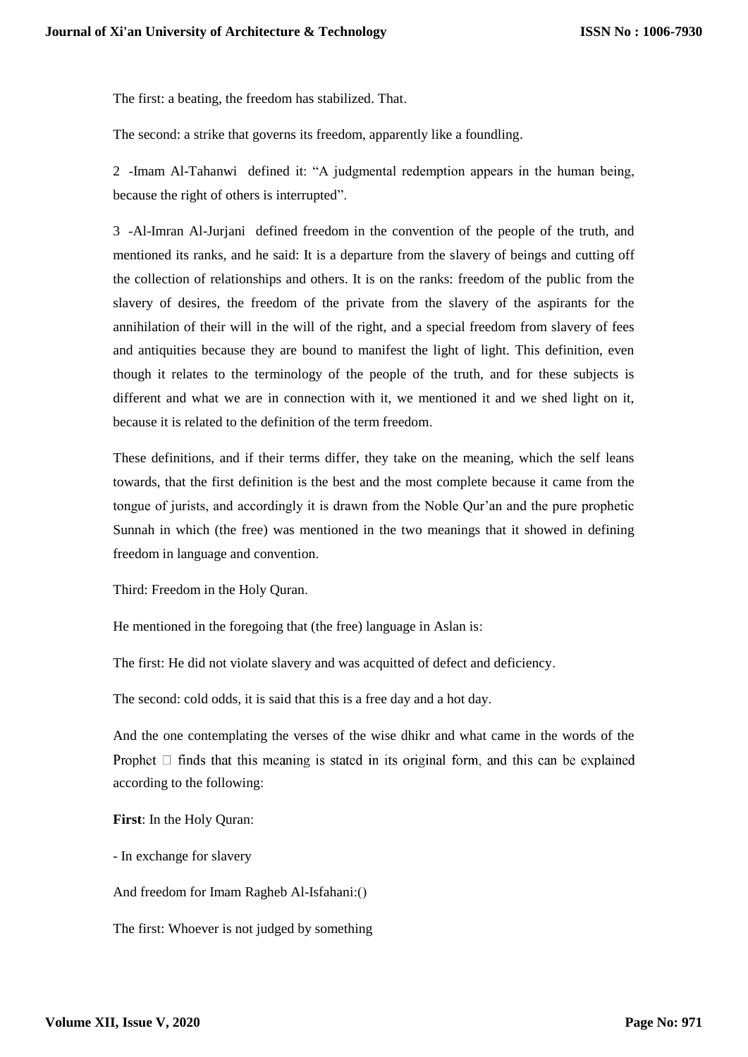The first: a beating, the freedom has stabilized. That.

The second: a strike that governs its freedom, apparently like a foundling.

2 -Imam Al-Tahanwi defined it: "A judgmental redemption appears in the human being, because the right of others is interrupted".

3 -Al-Imran Al-Jurjani defined freedom in the convention of the people of the truth, and mentioned its ranks, and he said: It is a departure from the slavery of beings and cutting off the collection of relationships and others. It is on the ranks: freedom of the public from the slavery of desires, the freedom of the private from the slavery of the aspirants for the annihilation of their will in the will of the right, and a special freedom from slavery of fees and antiquities because they are bound to manifest the light of light. This definition, even though it relates to the terminology of the people of the truth, and for these subjects is different and what we are in connection with it, we mentioned it and we shed light on it, because it is related to the definition of the term freedom.

These definitions, and if their terms differ, they take on the meaning, which the self leans towards, that the first definition is the best and the most complete because it came from the tongue of jurists, and accordingly it is drawn from the Noble Qur'an and the pure prophetic Sunnah in which (the free) was mentioned in the two meanings that it showed in defining freedom in language and convention.

Third: Freedom in the Holy Quran.

He mentioned in the foregoing that (the free) language in Aslan is:

The first: He did not violate slavery and was acquitted of defect and deficiency.

The second: cold odds, it is said that this is a free day and a hot day.

And the one contemplating the verses of the wise dhikr and what came in the words of the Prophet  finds that this meaning is stated in its original form, and this can be explained according to the following:

**First**: In the Holy Quran:

- In exchange for slavery

And freedom for Imam Ragheb Al-Isfahani:()

The first: Whoever is not judged by something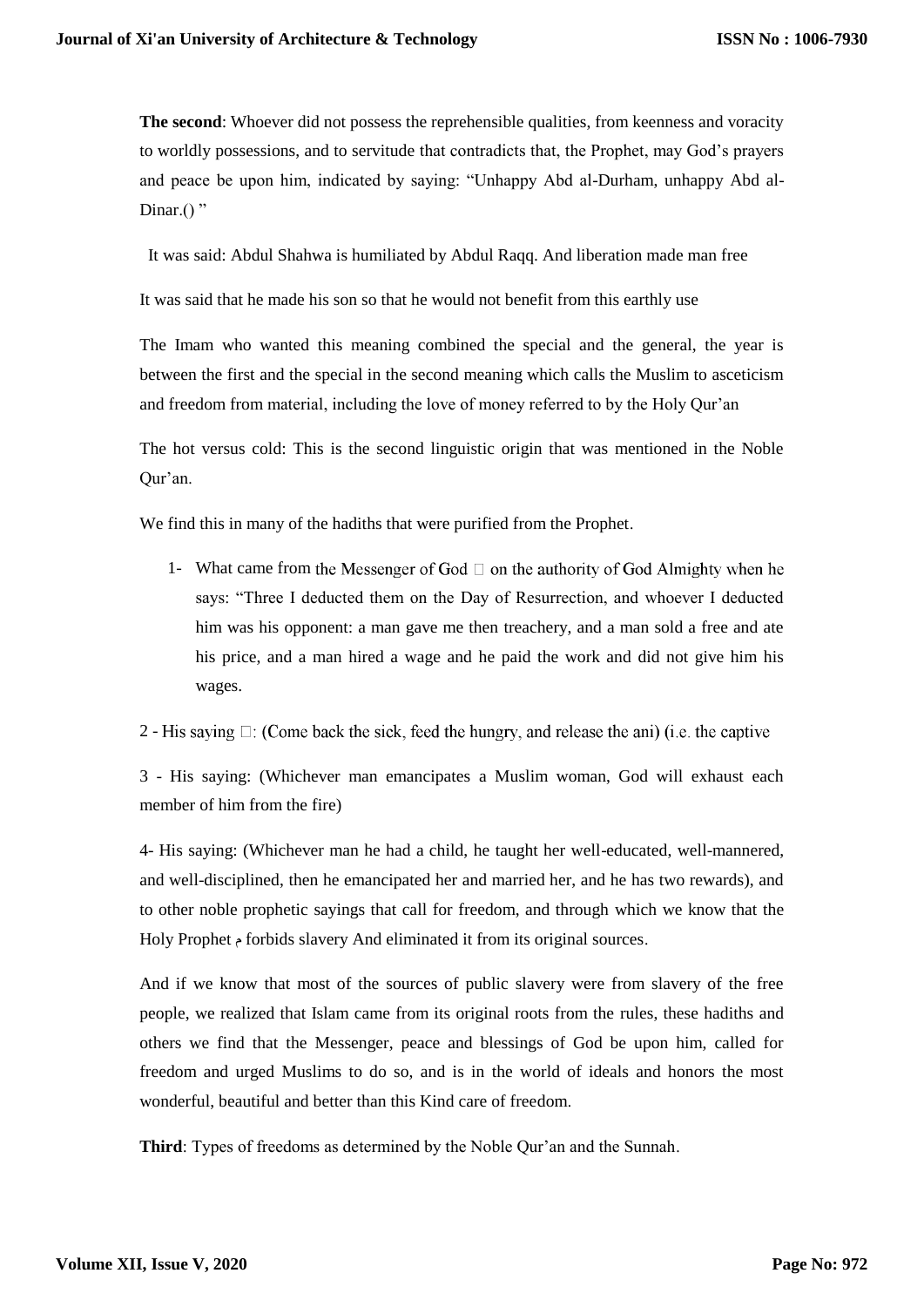**The second**: Whoever did not possess the reprehensible qualities, from keenness and voracity to worldly possessions, and to servitude that contradicts that, the Prophet, may God's prayers and peace be upon him, indicated by saying: "Unhappy Abd al-Durham, unhappy Abd al-Dinar.() "

It was said: Abdul Shahwa is humiliated by Abdul Raqq. And liberation made man free

It was said that he made his son so that he would not benefit from this earthly use

The Imam who wanted this meaning combined the special and the general, the year is between the first and the special in the second meaning which calls the Muslim to asceticism and freedom from material, including the love of money referred to by the Holy Qur'an

The hot versus cold: This is the second linguistic origin that was mentioned in the Noble Qur'an.

We find this in many of the hadiths that were purified from the Prophet.

1- What came from the Messenger of God  on the authority of God Almighty when he says: "Three I deducted them on the Day of Resurrection, and whoever I deducted him was his opponent: a man gave me then treachery, and a man sold a free and ate his price, and a man hired a wage and he paid the work and did not give him his wages.

2 - His saying : (Come back the sick, feed the hungry, and release the ani) (i.e. the captive

3 - His saying: (Whichever man emancipates a Muslim woman, God will exhaust each member of him from the fire)

4- His saying: (Whichever man he had a child, he taught her well-educated, well-mannered, and well-disciplined, then he emancipated her and married her, and he has two rewards), and to other noble prophetic sayings that call for freedom, and through which we know that the Holy Prophet م forbids slavery And eliminated it from its original sources.

And if we know that most of the sources of public slavery were from slavery of the free people, we realized that Islam came from its original roots from the rules, these hadiths and others we find that the Messenger, peace and blessings of God be upon him, called for freedom and urged Muslims to do so, and is in the world of ideals and honors the most wonderful, beautiful and better than this Kind care of freedom.

**Third**: Types of freedoms as determined by the Noble Qur'an and the Sunnah.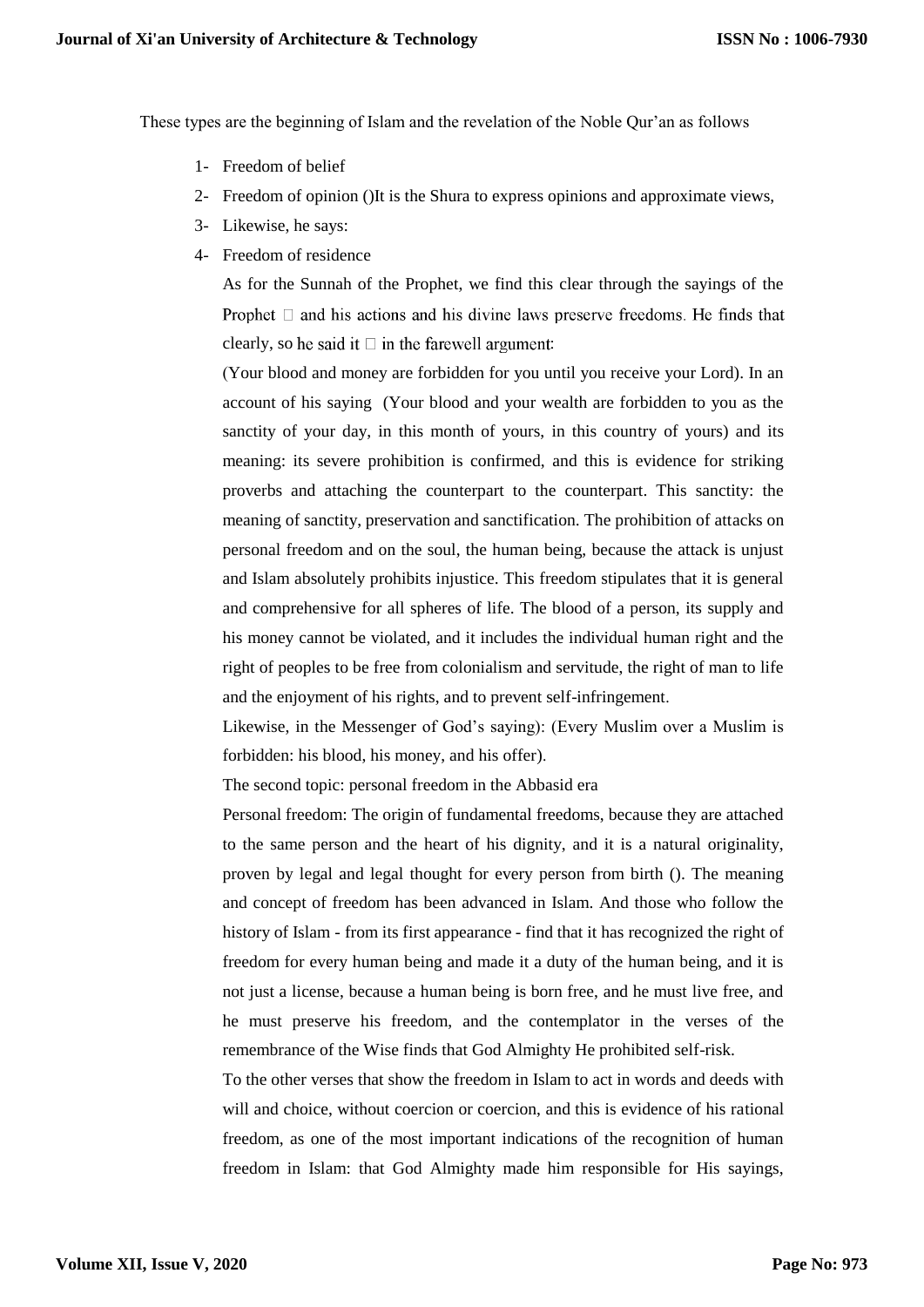These types are the beginning of Islam and the revelation of the Noble Qur'an as follows

1- Freedom of belief
2- Freedom of opinion ()It is the Shura to express opinions and approximate views,
3- Likewise, he says:
4- Freedom of residence

As for the Sunnah of the Prophet, we find this clear through the sayings of the Prophet  and his actions and his divine laws preserve freedoms. He finds that clearly, so he said it  in the farewell argument:

(Your blood and money are forbidden for you until you receive your Lord). In an account of his saying (Your blood and your wealth are forbidden to you as the sanctity of your day, in this month of yours, in this country of yours) and its meaning: its severe prohibition is confirmed, and this is evidence for striking proverbs and attaching the counterpart to the counterpart. This sanctity: the meaning of sanctity, preservation and sanctification. The prohibition of attacks on personal freedom and on the soul, the human being, because the attack is unjust and Islam absolutely prohibits injustice. This freedom stipulates that it is general and comprehensive for all spheres of life. The blood of a person, its supply and his money cannot be violated, and it includes the individual human right and the right of peoples to be free from colonialism and servitude, the right of man to life and the enjoyment of his rights, and to prevent self-infringement.

Likewise, in the Messenger of God's saying): (Every Muslim over a Muslim is forbidden: his blood, his money, and his offer).

The second topic: personal freedom in the Abbasid era

Personal freedom: The origin of fundamental freedoms, because they are attached to the same person and the heart of his dignity, and it is a natural originality, proven by legal and legal thought for every person from birth (). The meaning and concept of freedom has been advanced in Islam. And those who follow the history of Islam - from its first appearance - find that it has recognized the right of freedom for every human being and made it a duty of the human being, and it is not just a license, because a human being is born free, and he must live free, and he must preserve his freedom, and the contemplator in the verses of the remembrance of the Wise finds that God Almighty He prohibited self-risk.

To the other verses that show the freedom in Islam to act in words and deeds with will and choice, without coercion or coercion, and this is evidence of his rational freedom, as one of the most important indications of the recognition of human freedom in Islam: that God Almighty made him responsible for His sayings,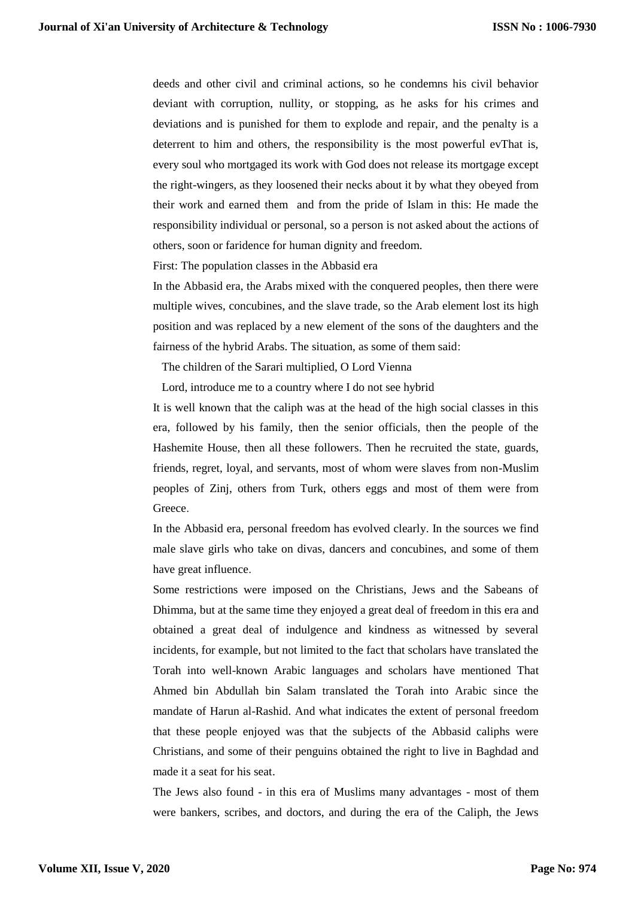deeds and other civil and criminal actions, so he condemns his civil behavior deviant with corruption, nullity, or stopping, as he asks for his crimes and deviations and is punished for them to explode and repair, and the penalty is a deterrent to him and others, the responsibility is the most powerful evThat is, every soul who mortgaged its work with God does not release its mortgage except the right-wingers, as they loosened their necks about it by what they obeyed from their work and earned them and from the pride of Islam in this: He made the responsibility individual or personal, so a person is not asked about the actions of others, soon or faridence for human dignity and freedom.

First: The population classes in the Abbasid era

In the Abbasid era, the Arabs mixed with the conquered peoples, then there were multiple wives, concubines, and the slave trade, so the Arab element lost its high position and was replaced by a new element of the sons of the daughters and the fairness of the hybrid Arabs. The situation, as some of them said:

The children of the Sarari multiplied, O Lord Vienna

Lord, introduce me to a country where I do not see hybrid

It is well known that the caliph was at the head of the high social classes in this era, followed by his family, then the senior officials, then the people of the Hashemite House, then all these followers. Then he recruited the state, guards, friends, regret, loyal, and servants, most of whom were slaves from non-Muslim peoples of Zinj, others from Turk, others eggs and most of them were from Greece.

In the Abbasid era, personal freedom has evolved clearly. In the sources we find male slave girls who take on divas, dancers and concubines, and some of them have great influence.

Some restrictions were imposed on the Christians, Jews and the Sabeans of Dhimma, but at the same time they enjoyed a great deal of freedom in this era and obtained a great deal of indulgence and kindness as witnessed by several incidents, for example, but not limited to the fact that scholars have translated the Torah into well-known Arabic languages and scholars have mentioned That Ahmed bin Abdullah bin Salam translated the Torah into Arabic since the mandate of Harun al-Rashid. And what indicates the extent of personal freedom that these people enjoyed was that the subjects of the Abbasid caliphs were Christians, and some of their penguins obtained the right to live in Baghdad and made it a seat for his seat.

The Jews also found - in this era of Muslims many advantages - most of them were bankers, scribes, and doctors, and during the era of the Caliph, the Jews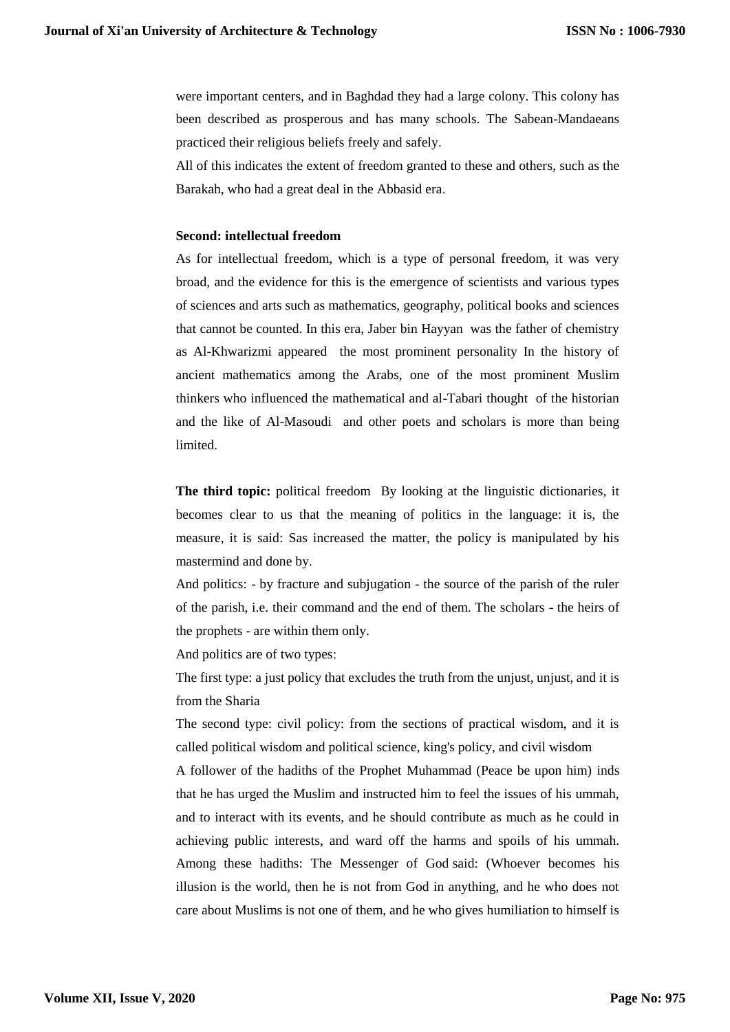were important centers, and in Baghdad they had a large colony. This colony has been described as prosperous and has many schools. The Sabean-Mandaeans practiced their religious beliefs freely and safely.

All of this indicates the extent of freedom granted to these and others, such as the Barakah, who had a great deal in the Abbasid era.

**Second: intellectual freedom**

As for intellectual freedom, which is a type of personal freedom, it was very broad, and the evidence for this is the emergence of scientists and various types of sciences and arts such as mathematics, geography, political books and sciences that cannot be counted. In this era, Jaber bin Hayyan was the father of chemistry as Al-Khwarizmi appeared the most prominent personality In the history of ancient mathematics among the Arabs, one of the most prominent Muslim thinkers who influenced the mathematical and al-Tabari thought of the historian and the like of Al-Masoudi and other poets and scholars is more than being limited.

**The third topic:** political freedom By looking at the linguistic dictionaries, it becomes clear to us that the meaning of politics in the language: it is, the measure, it is said: Sas increased the matter, the policy is manipulated by his mastermind and done by.

And politics: - by fracture and subjugation - the source of the parish of the ruler of the parish, i.e. their command and the end of them. The scholars - the heirs of the prophets - are within them only.

And politics are of two types:

The first type: a just policy that excludes the truth from the unjust, unjust, and it is from the Sharia

The second type: civil policy: from the sections of practical wisdom, and it is called political wisdom and political science, king's policy, and civil wisdom

A follower of the hadiths of the Prophet Muhammad (Peace be upon him) inds that he has urged the Muslim and instructed him to feel the issues of his ummah, and to interact with its events, and he should contribute as much as he could in achieving public interests, and ward off the harms and spoils of his ummah. Among these hadiths: The Messenger of God said: (Whoever becomes his illusion is the world, then he is not from God in anything, and he who does not care about Muslims is not one of them, and he who gives humiliation to himself is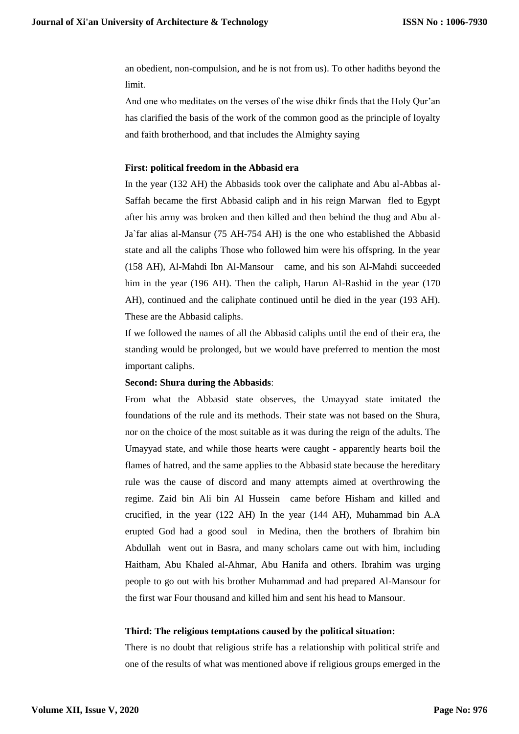an obedient, non-compulsion, and he is not from us). To other hadiths beyond the limit.

And one who meditates on the verses of the wise dhikr finds that the Holy Qur'an has clarified the basis of the work of the common good as the principle of loyalty and faith brotherhood, and that includes the Almighty saying

**First: political freedom in the Abbasid era**

In the year (132 AH) the Abbasids took over the caliphate and Abu al-Abbas al-Saffah became the first Abbasid caliph and in his reign Marwan fled to Egypt after his army was broken and then killed and then behind the thug and Abu al-Ja`far alias al-Mansur (75 AH-754 AH) is the one who established the Abbasid state and all the caliphs Those who followed him were his offspring. In the year (158 AH), Al-Mahdi Ibn Al-Mansour came, and his son Al-Mahdi succeeded him in the year (196 AH). Then the caliph, Harun Al-Rashid in the year (170 AH), continued and the caliphate continued until he died in the year (193 AH). These are the Abbasid caliphs.

If we followed the names of all the Abbasid caliphs until the end of their era, the standing would be prolonged, but we would have preferred to mention the most important caliphs.

**Second: Shura during the Abbasids**:

From what the Abbasid state observes, the Umayyad state imitated the foundations of the rule and its methods. Their state was not based on the Shura, nor on the choice of the most suitable as it was during the reign of the adults. The Umayyad state, and while those hearts were caught - apparently hearts boil the flames of hatred, and the same applies to the Abbasid state because the hereditary rule was the cause of discord and many attempts aimed at overthrowing the regime. Zaid bin Ali bin Al Hussein came before Hisham and killed and crucified, in the year (122 AH) In the year (144 AH), Muhammad bin A.A erupted God had a good soul in Medina, then the brothers of Ibrahim bin Abdullah went out in Basra, and many scholars came out with him, including Haitham, Abu Khaled al-Ahmar, Abu Hanifa and others. Ibrahim was urging people to go out with his brother Muhammad and had prepared Al-Mansour for the first war Four thousand and killed him and sent his head to Mansour.

**Third: The religious temptations caused by the political situation:**

There is no doubt that religious strife has a relationship with political strife and one of the results of what was mentioned above if religious groups emerged in the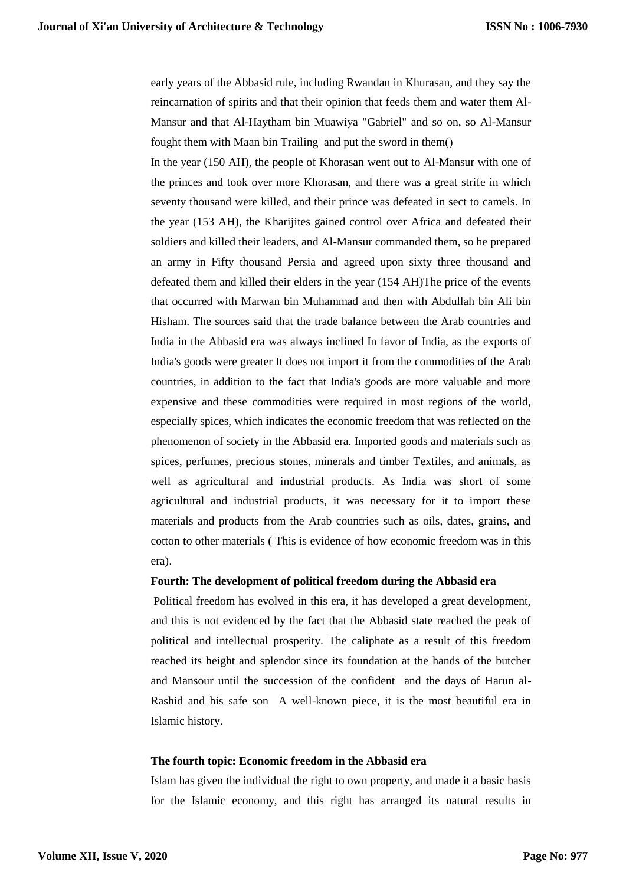early years of the Abbasid rule, including Rwandan in Khurasan, and they say the reincarnation of spirits and that their opinion that feeds them and water them Al-Mansur and that Al-Haytham bin Muawiya "Gabriel" and so on, so Al-Mansur fought them with Maan bin Trailing and put the sword in them()

In the year (150 AH), the people of Khorasan went out to Al-Mansur with one of the princes and took over more Khorasan, and there was a great strife in which seventy thousand were killed, and their prince was defeated in sect to camels. In the year (153 AH), the Kharijites gained control over Africa and defeated their soldiers and killed their leaders, and Al-Mansur commanded them, so he prepared an army in Fifty thousand Persia and agreed upon sixty three thousand and defeated them and killed their elders in the year (154 AH)The price of the events that occurred with Marwan bin Muhammad and then with Abdullah bin Ali bin Hisham. The sources said that the trade balance between the Arab countries and India in the Abbasid era was always inclined In favor of India, as the exports of India's goods were greater It does not import it from the commodities of the Arab countries, in addition to the fact that India's goods are more valuable and more expensive and these commodities were required in most regions of the world, especially spices, which indicates the economic freedom that was reflected on the phenomenon of society in the Abbasid era. Imported goods and materials such as spices, perfumes, precious stones, minerals and timber Textiles, and animals, as well as agricultural and industrial products. As India was short of some agricultural and industrial products, it was necessary for it to import these materials and products from the Arab countries such as oils, dates, grains, and cotton to other materials ( This is evidence of how economic freedom was in this era).

**Fourth: The development of political freedom during the Abbasid era**

Political freedom has evolved in this era, it has developed a great development, and this is not evidenced by the fact that the Abbasid state reached the peak of political and intellectual prosperity. The caliphate as a result of this freedom reached its height and splendor since its foundation at the hands of the butcher and Mansour until the succession of the confident and the days of Harun al-Rashid and his safe son A well-known piece, it is the most beautiful era in Islamic history.

**The fourth topic: Economic freedom in the Abbasid era**

Islam has given the individual the right to own property, and made it a basic basis for the Islamic economy, and this right has arranged its natural results in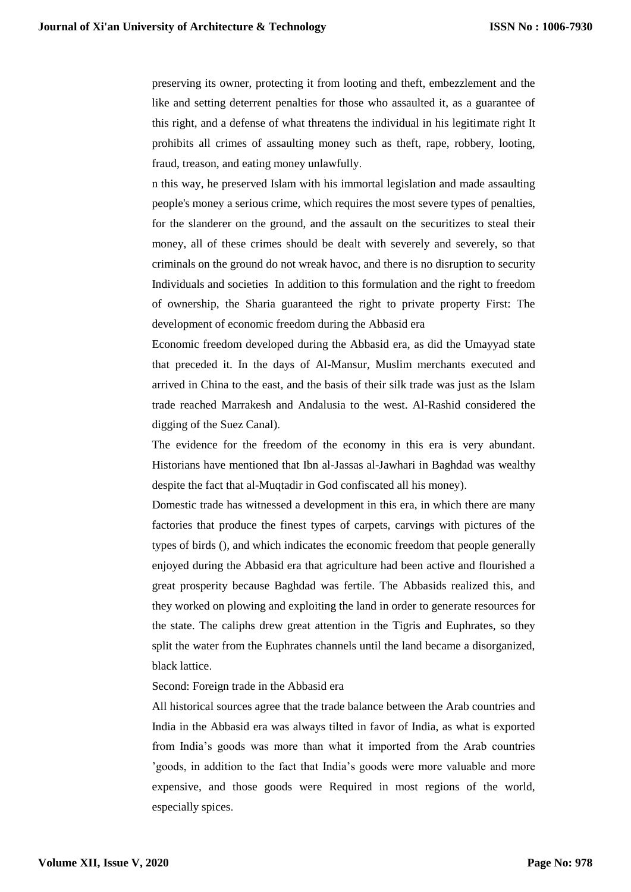preserving its owner, protecting it from looting and theft, embezzlement and the like and setting deterrent penalties for those who assaulted it, as a guarantee of this right, and a defense of what threatens the individual in his legitimate right It prohibits all crimes of assaulting money such as theft, rape, robbery, looting, fraud, treason, and eating money unlawfully.

n this way, he preserved Islam with his immortal legislation and made assaulting people's money a serious crime, which requires the most severe types of penalties, for the slanderer on the ground, and the assault on the securitizes to steal their money, all of these crimes should be dealt with severely and severely, so that criminals on the ground do not wreak havoc, and there is no disruption to security Individuals and societies In addition to this formulation and the right to freedom of ownership, the Sharia guaranteed the right to private property First: The development of economic freedom during the Abbasid era

Economic freedom developed during the Abbasid era, as did the Umayyad state that preceded it. In the days of Al-Mansur, Muslim merchants executed and arrived in China to the east, and the basis of their silk trade was just as the Islam trade reached Marrakesh and Andalusia to the west. Al-Rashid considered the digging of the Suez Canal).

The evidence for the freedom of the economy in this era is very abundant. Historians have mentioned that Ibn al-Jassas al-Jawhari in Baghdad was wealthy despite the fact that al-Muqtadir in God confiscated all his money).

Domestic trade has witnessed a development in this era, in which there are many factories that produce the finest types of carpets, carvings with pictures of the types of birds (), and which indicates the economic freedom that people generally enjoyed during the Abbasid era that agriculture had been active and flourished a great prosperity because Baghdad was fertile. The Abbasids realized this, and they worked on plowing and exploiting the land in order to generate resources for the state. The caliphs drew great attention in the Tigris and Euphrates, so they split the water from the Euphrates channels until the land became a disorganized, black lattice.

Second: Foreign trade in the Abbasid era

All historical sources agree that the trade balance between the Arab countries and India in the Abbasid era was always tilted in favor of India, as what is exported from India's goods was more than what it imported from the Arab countries 'goods, in addition to the fact that India's goods were more valuable and more expensive, and those goods were Required in most regions of the world, especially spices.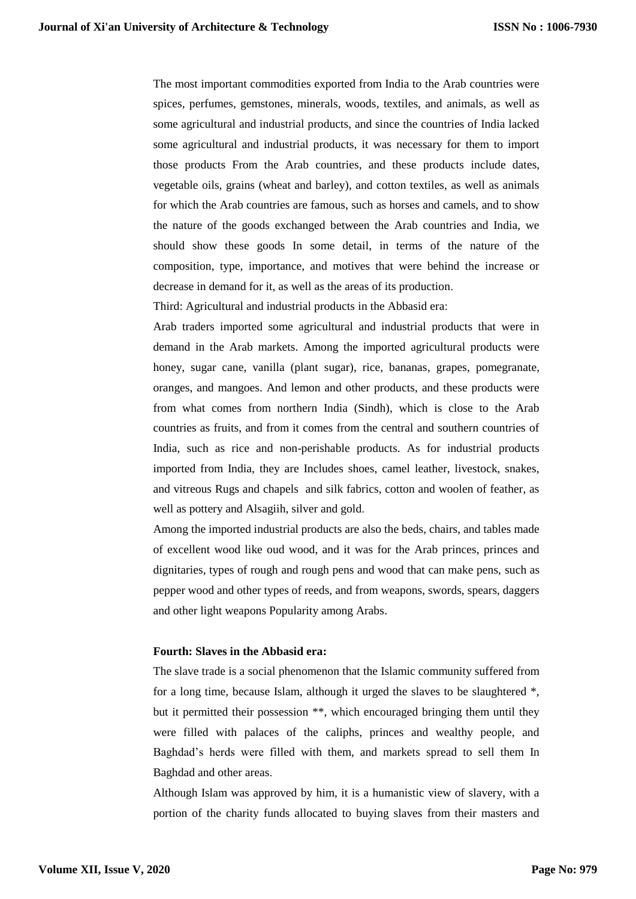The most important commodities exported from India to the Arab countries were spices, perfumes, gemstones, minerals, woods, textiles, and animals, as well as some agricultural and industrial products, and since the countries of India lacked some agricultural and industrial products, it was necessary for them to import those products From the Arab countries, and these products include dates, vegetable oils, grains (wheat and barley), and cotton textiles, as well as animals for which the Arab countries are famous, such as horses and camels, and to show the nature of the goods exchanged between the Arab countries and India, we should show these goods In some detail, in terms of the nature of the composition, type, importance, and motives that were behind the increase or decrease in demand for it, as well as the areas of its production.

Third: Agricultural and industrial products in the Abbasid era:

Arab traders imported some agricultural and industrial products that were in demand in the Arab markets. Among the imported agricultural products were honey, sugar cane, vanilla (plant sugar), rice, bananas, grapes, pomegranate, oranges, and mangoes. And lemon and other products, and these products were from what comes from northern India (Sindh), which is close to the Arab countries as fruits, and from it comes from the central and southern countries of India, such as rice and non-perishable products. As for industrial products imported from India, they are Includes shoes, camel leather, livestock, snakes, and vitreous Rugs and chapels and silk fabrics, cotton and woolen of feather, as well as pottery and Alsagiih, silver and gold.

Among the imported industrial products are also the beds, chairs, and tables made of excellent wood like oud wood, and it was for the Arab princes, princes and dignitaries, types of rough and rough pens and wood that can make pens, such as pepper wood and other types of reeds, and from weapons, swords, spears, daggers and other light weapons Popularity among Arabs.

**Fourth: Slaves in the Abbasid era:**

The slave trade is a social phenomenon that the Islamic community suffered from for a long time, because Islam, although it urged the slaves to be slaughtered *, but it permitted their possession **, which encouraged bringing them until they were filled with palaces of the caliphs, princes and wealthy people, and Baghdad's herds were filled with them, and markets spread to sell them In Baghdad and other areas.

Although Islam was approved by him, it is a humanistic view of slavery, with a portion of the charity funds allocated to buying slaves from their masters and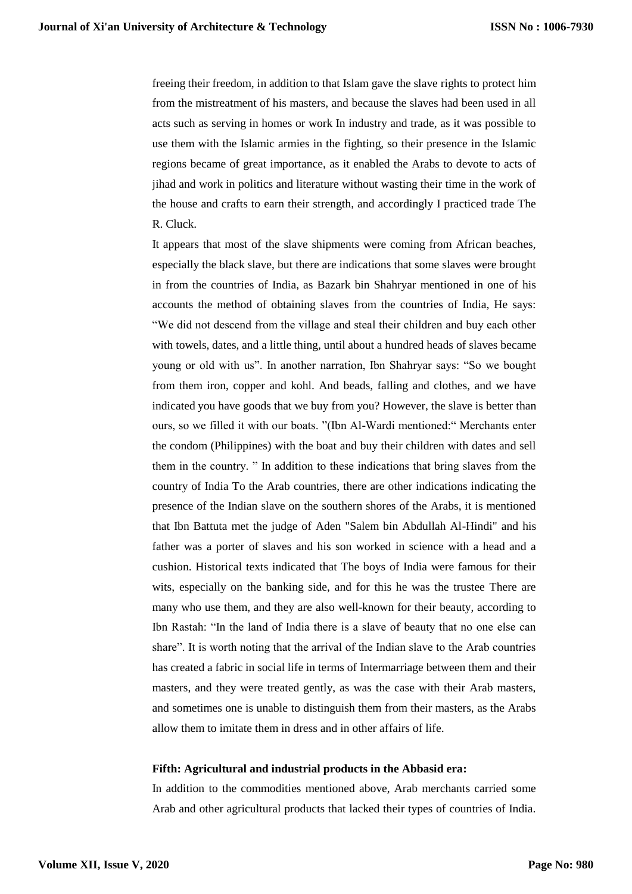freeing their freedom, in addition to that Islam gave the slave rights to protect him from the mistreatment of his masters, and because the slaves had been used in all acts such as serving in homes or work In industry and trade, as it was possible to use them with the Islamic armies in the fighting, so their presence in the Islamic regions became of great importance, as it enabled the Arabs to devote to acts of jihad and work in politics and literature without wasting their time in the work of the house and crafts to earn their strength, and accordingly I practiced trade The R. Cluck.

It appears that most of the slave shipments were coming from African beaches, especially the black slave, but there are indications that some slaves were brought in from the countries of India, as Bazark bin Shahryar mentioned in one of his accounts the method of obtaining slaves from the countries of India, He says: "We did not descend from the village and steal their children and buy each other with towels, dates, and a little thing, until about a hundred heads of slaves became young or old with us". In another narration, Ibn Shahryar says: "So we bought from them iron, copper and kohl. And beads, falling and clothes, and we have indicated you have goods that we buy from you? However, the slave is better than ours, so we filled it with our boats. "(Ibn Al-Wardi mentioned:" Merchants enter the condom (Philippines) with the boat and buy their children with dates and sell them in the country. " In addition to these indications that bring slaves from the country of India To the Arab countries, there are other indications indicating the presence of the Indian slave on the southern shores of the Arabs, it is mentioned that Ibn Battuta met the judge of Aden "Salem bin Abdullah Al-Hindi" and his father was a porter of slaves and his son worked in science with a head and a cushion. Historical texts indicated that The boys of India were famous for their wits, especially on the banking side, and for this he was the trustee There are many who use them, and they are also well-known for their beauty, according to Ibn Rastah: "In the land of India there is a slave of beauty that no one else can share". It is worth noting that the arrival of the Indian slave to the Arab countries has created a fabric in social life in terms of Intermarriage between them and their masters, and they were treated gently, as was the case with their Arab masters, and sometimes one is unable to distinguish them from their masters, as the Arabs allow them to imitate them in dress and in other affairs of life.

**Fifth: Agricultural and industrial products in the Abbasid era:**

In addition to the commodities mentioned above, Arab merchants carried some Arab and other agricultural products that lacked their types of countries of India.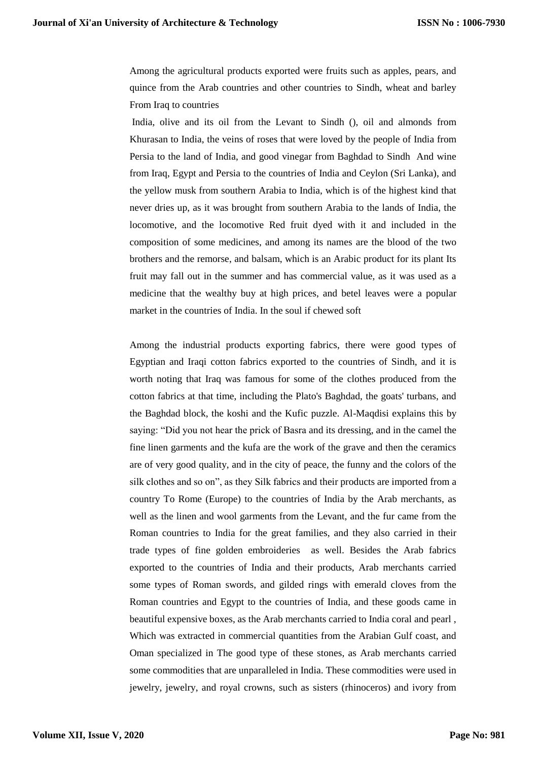Among the agricultural products exported were fruits such as apples, pears, and quince from the Arab countries and other countries to Sindh, wheat and barley From Iraq to countries

India, olive and its oil from the Levant to Sindh (), oil and almonds from Khurasan to India, the veins of roses that were loved by the people of India from Persia to the land of India, and good vinegar from Baghdad to Sindh And wine from Iraq, Egypt and Persia to the countries of India and Ceylon (Sri Lanka), and the yellow musk from southern Arabia to India, which is of the highest kind that never dries up, as it was brought from southern Arabia to the lands of India, the locomotive, and the locomotive Red fruit dyed with it and included in the composition of some medicines, and among its names are the blood of the two brothers and the remorse, and balsam, which is an Arabic product for its plant Its fruit may fall out in the summer and has commercial value, as it was used as a medicine that the wealthy buy at high prices, and betel leaves were a popular market in the countries of India. In the soul if chewed soft

Among the industrial products exporting fabrics, there were good types of Egyptian and Iraqi cotton fabrics exported to the countries of Sindh, and it is worth noting that Iraq was famous for some of the clothes produced from the cotton fabrics at that time, including the Plato's Baghdad, the goats' turbans, and the Baghdad block, the koshi and the Kufic puzzle. Al-Maqdisi explains this by saying: "Did you not hear the prick of Basra and its dressing, and in the camel the fine linen garments and the kufa are the work of the grave and then the ceramics are of very good quality, and in the city of peace, the funny and the colors of the silk clothes and so on", as they Silk fabrics and their products are imported from a country To Rome (Europe) to the countries of India by the Arab merchants, as well as the linen and wool garments from the Levant, and the fur came from the Roman countries to India for the great families, and they also carried in their trade types of fine golden embroideries as well. Besides the Arab fabrics exported to the countries of India and their products, Arab merchants carried some types of Roman swords, and gilded rings with emerald cloves from the Roman countries and Egypt to the countries of India, and these goods came in beautiful expensive boxes, as the Arab merchants carried to India coral and pearl , Which was extracted in commercial quantities from the Arabian Gulf coast, and Oman specialized in The good type of these stones, as Arab merchants carried some commodities that are unparalleled in India. These commodities were used in jewelry, jewelry, and royal crowns, such as sisters (rhinoceros) and ivory from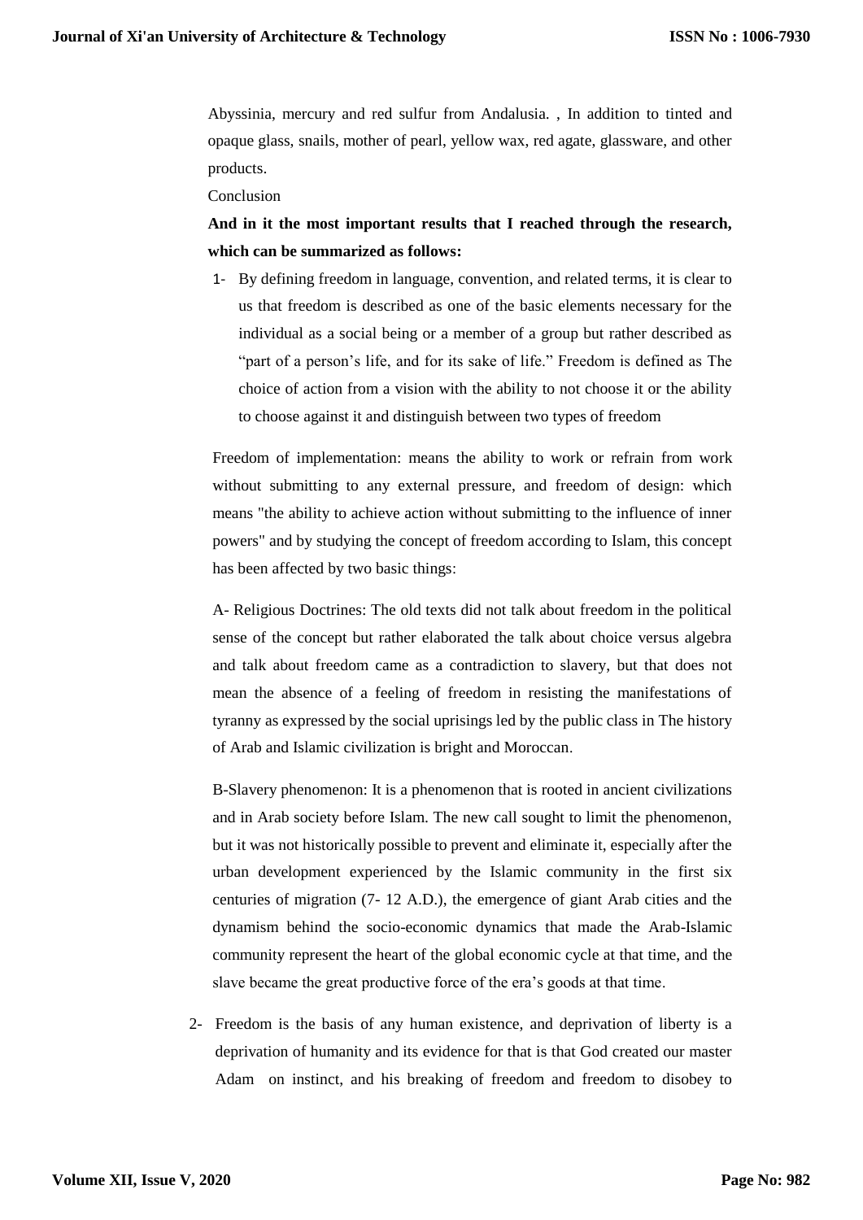Abyssinia, mercury and red sulfur from Andalusia. , In addition to tinted and opaque glass, snails, mother of pearl, yellow wax, red agate, glassware, and other products.

## Conclusion

**And in it the most important results that I reached through the research, which can be summarized as follows:**

1- By defining freedom in language, convention, and related terms, it is clear to us that freedom is described as one of the basic elements necessary for the individual as a social being or a member of a group but rather described as "part of a person's life, and for its sake of life." Freedom is defined as The choice of action from a vision with the ability to not choose it or the ability to choose against it and distinguish between two types of freedom

Freedom of implementation: means the ability to work or refrain from work without submitting to any external pressure, and freedom of design: which means "the ability to achieve action without submitting to the influence of inner powers" and by studying the concept of freedom according to Islam, this concept has been affected by two basic things:

A- Religious Doctrines: The old texts did not talk about freedom in the political sense of the concept but rather elaborated the talk about choice versus algebra and talk about freedom came as a contradiction to slavery, but that does not mean the absence of a feeling of freedom in resisting the manifestations of tyranny as expressed by the social uprisings led by the public class in The history of Arab and Islamic civilization is bright and Moroccan.

B-Slavery phenomenon: It is a phenomenon that is rooted in ancient civilizations and in Arab society before Islam. The new call sought to limit the phenomenon, but it was not historically possible to prevent and eliminate it, especially after the urban development experienced by the Islamic community in the first six centuries of migration (7- 12 A.D.), the emergence of giant Arab cities and the dynamism behind the socio-economic dynamics that made the Arab-Islamic community represent the heart of the global economic cycle at that time, and the slave became the great productive force of the era's goods at that time.

2- Freedom is the basis of any human existence, and deprivation of liberty is a deprivation of humanity and its evidence for that is that God created our master Adam on instinct, and his breaking of freedom and freedom to disobey to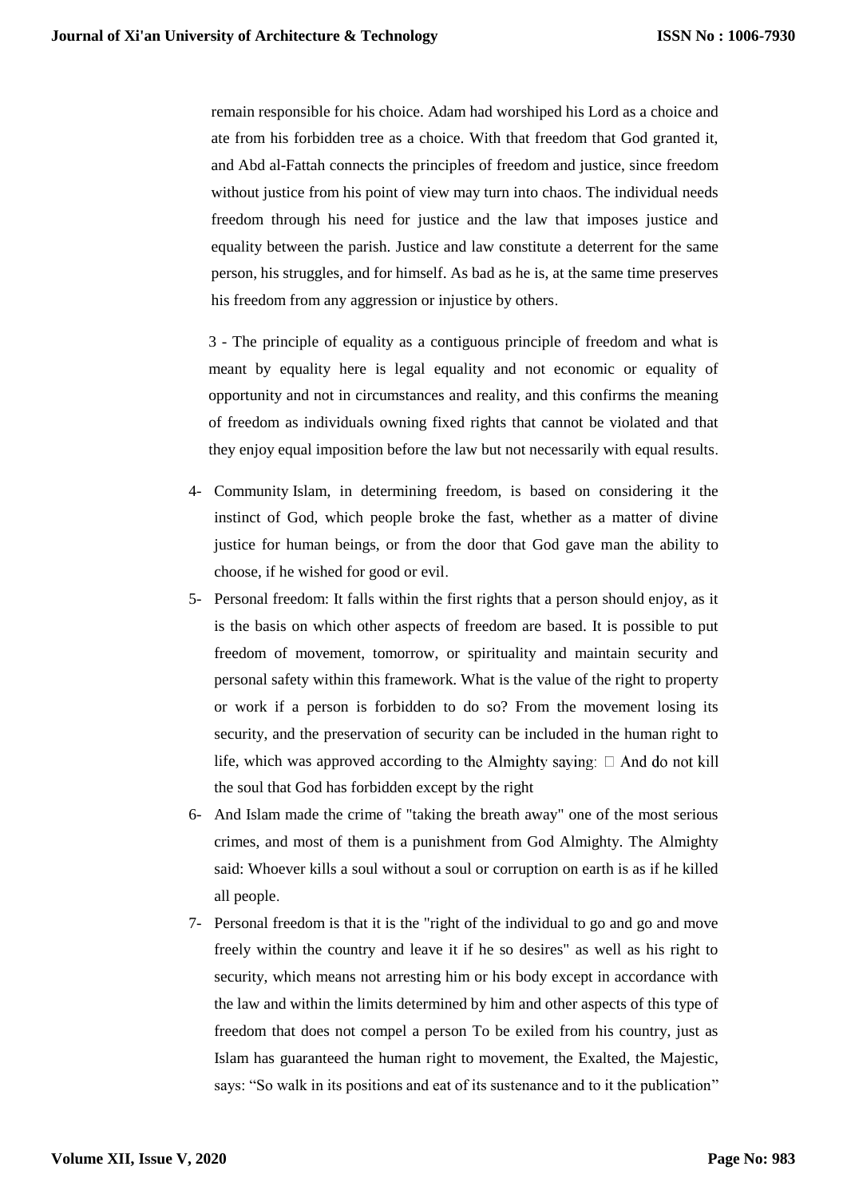remain responsible for his choice. Adam had worshiped his Lord as a choice and ate from his forbidden tree as a choice. With that freedom that God granted it, and Abd al-Fattah connects the principles of freedom and justice, since freedom without justice from his point of view may turn into chaos. The individual needs freedom through his need for justice and the law that imposes justice and equality between the parish. Justice and law constitute a deterrent for the same person, his struggles, and for himself. As bad as he is, at the same time preserves his freedom from any aggression or injustice by others.

3 - The principle of equality as a contiguous principle of freedom and what is meant by equality here is legal equality and not economic or equality of opportunity and not in circumstances and reality, and this confirms the meaning of freedom as individuals owning fixed rights that cannot be violated and that they enjoy equal imposition before the law but not necessarily with equal results.

4- Community Islam, in determining freedom, is based on considering it the instinct of God, which people broke the fast, whether as a matter of divine justice for human beings, or from the door that God gave man the ability to choose, if he wished for good or evil.

5- Personal freedom: It falls within the first rights that a person should enjoy, as it is the basis on which other aspects of freedom are based. It is possible to put freedom of movement, tomorrow, or spirituality and maintain security and personal safety within this framework. What is the value of the right to property or work if a person is forbidden to do so? From the movement losing its security, and the preservation of security can be included in the human right to life, which was approved according to the Almighty saying: □ And do not kill the soul that God has forbidden except by the right

6- And Islam made the crime of "taking the breath away" one of the most serious crimes, and most of them is a punishment from God Almighty. The Almighty said: Whoever kills a soul without a soul or corruption on earth is as if he killed all people.

7- Personal freedom is that it is the "right of the individual to go and go and move freely within the country and leave it if he so desires" as well as his right to security, which means not arresting him or his body except in accordance with the law and within the limits determined by him and other aspects of this type of freedom that does not compel a person To be exiled from his country, just as Islam has guaranteed the human right to movement, the Exalted, the Majestic, says: "So walk in its positions and eat of its sustenance and to it the publication"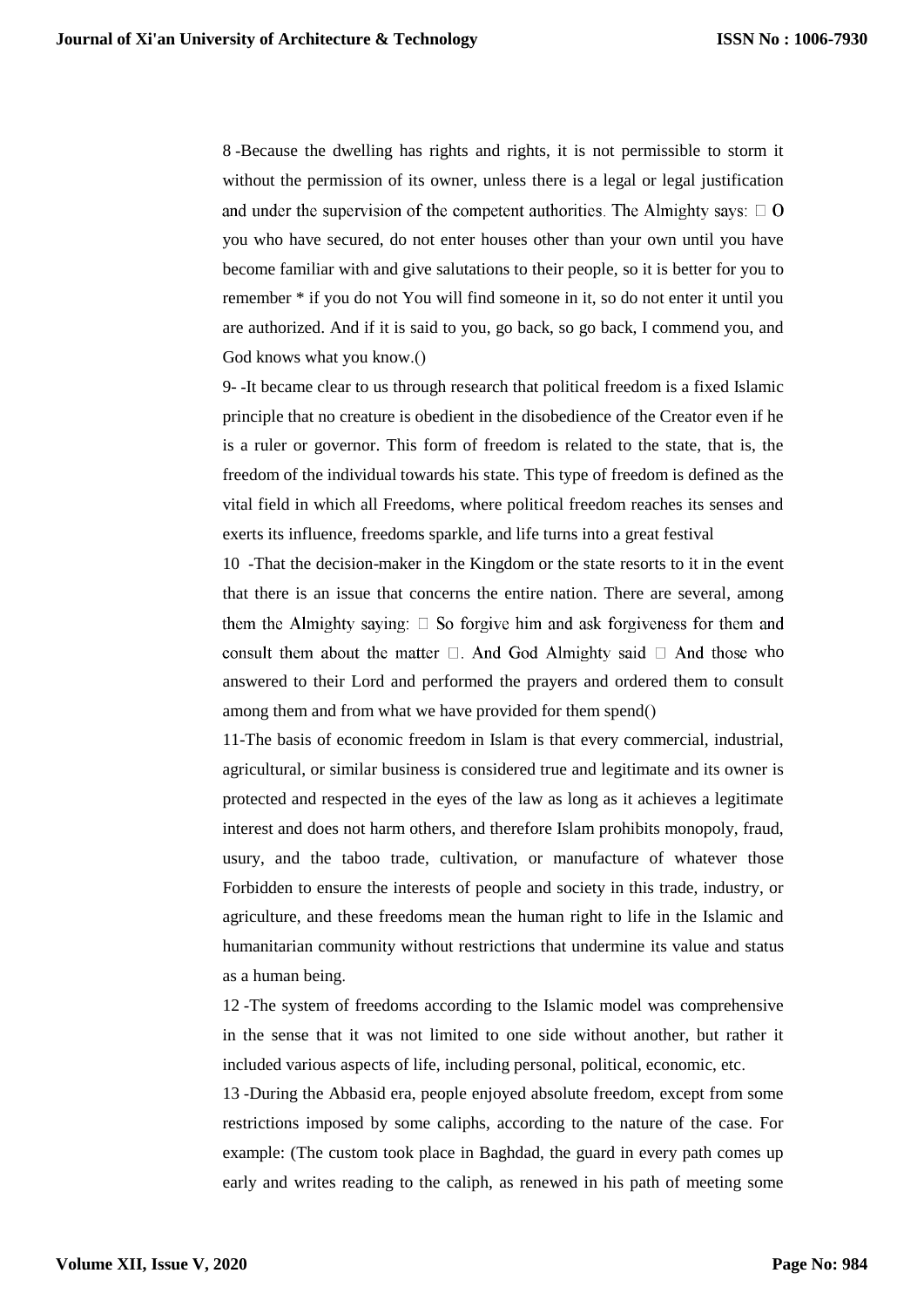8 -Because the dwelling has rights and rights, it is not permissible to storm it without the permission of its owner, unless there is a legal or legal justification and under the supervision of the competent authorities. The Almighty says: □ O you who have secured, do not enter houses other than your own until you have become familiar with and give salutations to their people, so it is better for you to remember * if you do not You will find someone in it, so do not enter it until you are authorized. And if it is said to you, go back, so go back, I commend you, and God knows what you know.()

9- -It became clear to us through research that political freedom is a fixed Islamic principle that no creature is obedient in the disobedience of the Creator even if he is a ruler or governor. This form of freedom is related to the state, that is, the freedom of the individual towards his state. This type of freedom is defined as the vital field in which all Freedoms, where political freedom reaches its senses and exerts its influence, freedoms sparkle, and life turns into a great festival

10 -That the decision-maker in the Kingdom or the state resorts to it in the event that there is an issue that concerns the entire nation. There are several, among them the Almighty saying: □ So forgive him and ask forgiveness for them and consult them about the matter □. And God Almighty said □ And those who answered to their Lord and performed the prayers and ordered them to consult among them and from what we have provided for them spend()

11-The basis of economic freedom in Islam is that every commercial, industrial, agricultural, or similar business is considered true and legitimate and its owner is protected and respected in the eyes of the law as long as it achieves a legitimate interest and does not harm others, and therefore Islam prohibits monopoly, fraud, usury, and the taboo trade, cultivation, or manufacture of whatever those Forbidden to ensure the interests of people and society in this trade, industry, or agriculture, and these freedoms mean the human right to life in the Islamic and humanitarian community without restrictions that undermine its value and status as a human being.

12 -The system of freedoms according to the Islamic model was comprehensive in the sense that it was not limited to one side without another, but rather it included various aspects of life, including personal, political, economic, etc.

13 -During the Abbasid era, people enjoyed absolute freedom, except from some restrictions imposed by some caliphs, according to the nature of the case. For example: (The custom took place in Baghdad, the guard in every path comes up early and writes reading to the caliph, as renewed in his path of meeting some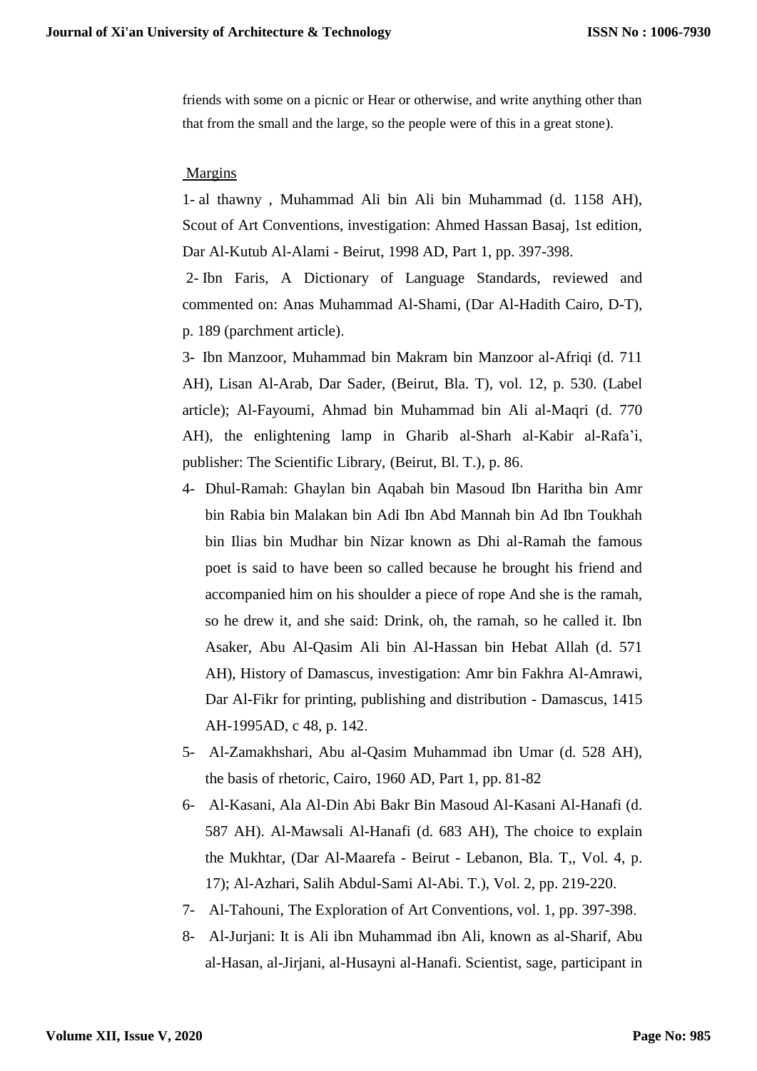friends with some on a picnic or Hear or otherwise, and write anything other than that from the small and the large, so the people were of this in a great stone).

Margins

1- al thawny , Muhammad Ali bin Ali bin Muhammad (d. 1158 AH), Scout of Art Conventions, investigation: Ahmed Hassan Basaj, 1st edition, Dar Al-Kutub Al-Alami - Beirut, 1998 AD, Part 1, pp. 397-398.

2- Ibn Faris, A Dictionary of Language Standards, reviewed and commented on: Anas Muhammad Al-Shami, (Dar Al-Hadith Cairo, D-T), p. 189 (parchment article).

3- Ibn Manzoor, Muhammad bin Makram bin Manzoor al-Afriqi (d. 711 AH), Lisan Al-Arab, Dar Sader, (Beirut, Bla. T), vol. 12, p. 530. (Label article); Al-Fayoumi, Ahmad bin Muhammad bin Ali al-Maqri (d. 770 AH), the enlightening lamp in Gharib al-Sharh al-Kabir al-Rafa'i, publisher: The Scientific Library, (Beirut, Bl. T.), p. 86.

4- Dhul-Ramah: Ghaylan bin Aqabah bin Masoud Ibn Haritha bin Amr bin Rabia bin Malakan bin Adi Ibn Abd Mannah bin Ad Ibn Toukhah bin Ilias bin Mudhar bin Nizar known as Dhi al-Ramah the famous poet is said to have been so called because he brought his friend and accompanied him on his shoulder a piece of rope And she is the ramah, so he drew it, and she said: Drink, oh, the ramah, so he called it. Ibn Asaker, Abu Al-Qasim Ali bin Al-Hassan bin Hebat Allah (d. 571 AH), History of Damascus, investigation: Amr bin Fakhra Al-Amrawi, Dar Al-Fikr for printing, publishing and distribution - Damascus, 1415 AH-1995AD, c 48, p. 142.

5- Al-Zamakhshari, Abu al-Qasim Muhammad ibn Umar (d. 528 AH), the basis of rhetoric, Cairo, 1960 AD, Part 1, pp. 81-82

6- Al-Kasani, Ala Al-Din Abi Bakr Bin Masoud Al-Kasani Al-Hanafi (d. 587 AH). Al-Mawsali Al-Hanafi (d. 683 AH), The choice to explain the Mukhtar, (Dar Al-Maarefa - Beirut - Lebanon, Bla. T,, Vol. 4, p. 17); Al-Azhari, Salih Abdul-Sami Al-Abi. T.), Vol. 2, pp. 219-220.

7- Al-Tahouni, The Exploration of Art Conventions, vol. 1, pp. 397-398.

8- Al-Jurjani: It is Ali ibn Muhammad ibn Ali, known as al-Sharif, Abu al-Hasan, al-Jirjani, al-Husayni al-Hanafi. Scientist, sage, participant in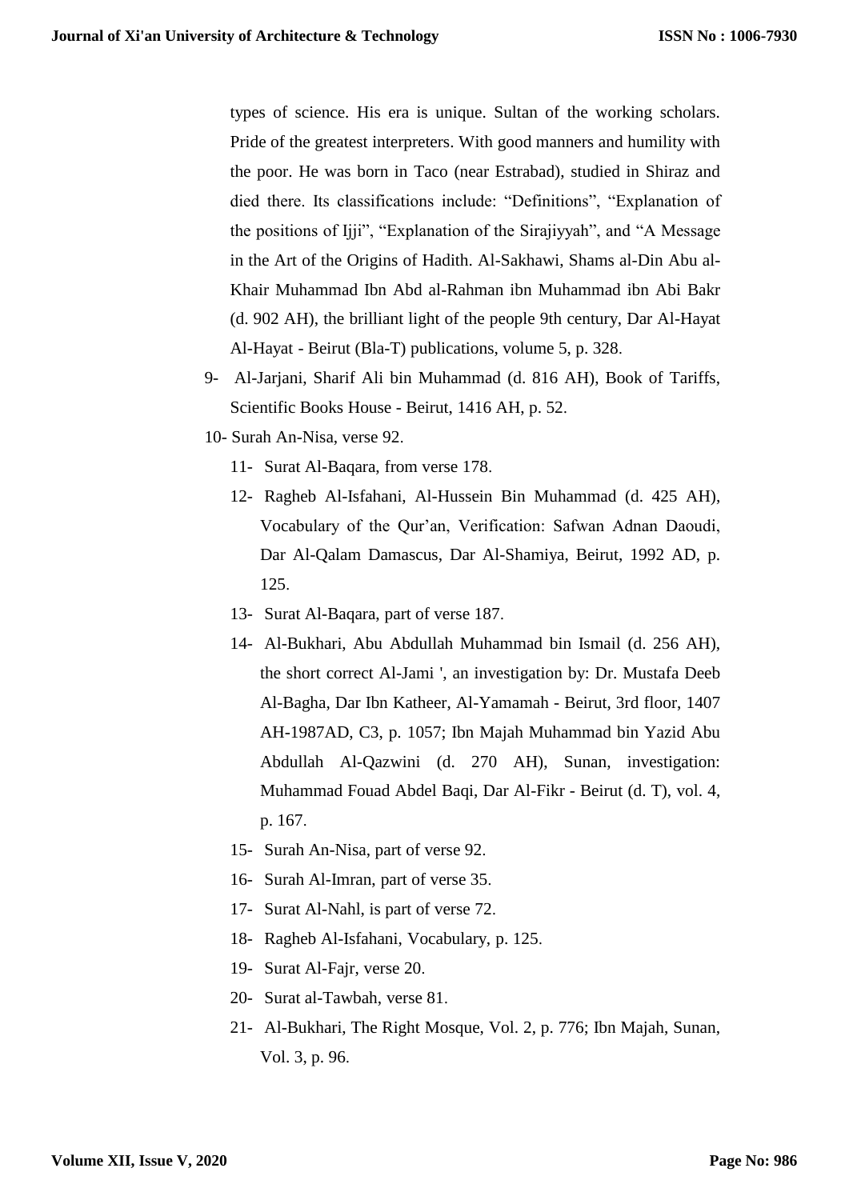types of science. His era is unique. Sultan of the working scholars. Pride of the greatest interpreters. With good manners and humility with the poor. He was born in Taco (near Estrabad), studied in Shiraz and died there. Its classifications include: "Definitions", "Explanation of the positions of Ijji", "Explanation of the Sirajiyyah", and "A Message in the Art of the Origins of Hadith. Al-Sakhawi, Shams al-Din Abu al-Khair Muhammad Ibn Abd al-Rahman ibn Muhammad ibn Abi Bakr (d. 902 AH), the brilliant light of the people 9th century, Dar Al-Hayat Al-Hayat - Beirut (Bla-T) publications, volume 5, p. 328.

9- Al-Jarjani, Sharif Ali bin Muhammad (d. 816 AH), Book of Tariffs, Scientific Books House - Beirut, 1416 AH, p. 52.

10- Surah An-Nisa, verse 92.

11- Surat Al-Baqara, from verse 178.

12- Ragheb Al-Isfahani, Al-Hussein Bin Muhammad (d. 425 AH), Vocabulary of the Qur'an, Verification: Safwan Adnan Daoudi, Dar Al-Qalam Damascus, Dar Al-Shamiya, Beirut, 1992 AD, p. 125.

13- Surat Al-Baqara, part of verse 187.

14- Al-Bukhari, Abu Abdullah Muhammad bin Ismail (d. 256 AH), the short correct Al-Jami ', an investigation by: Dr. Mustafa Deeb Al-Bagha, Dar Ibn Katheer, Al-Yamamah - Beirut, 3rd floor, 1407 AH-1987AD, C3, p. 1057; Ibn Majah Muhammad bin Yazid Abu Abdullah Al-Qazwini (d. 270 AH), Sunan, investigation: Muhammad Fouad Abdel Baqi, Dar Al-Fikr - Beirut (d. T), vol. 4, p. 167.

15- Surah An-Nisa, part of verse 92.

16- Surah Al-Imran, part of verse 35.

17- Surat Al-Nahl, is part of verse 72.

18- Ragheb Al-Isfahani, Vocabulary, p. 125.

19- Surat Al-Fajr, verse 20.

20- Surat al-Tawbah, verse 81.

21- Al-Bukhari, The Right Mosque, Vol. 2, p. 776; Ibn Majah, Sunan, Vol. 3, p. 96.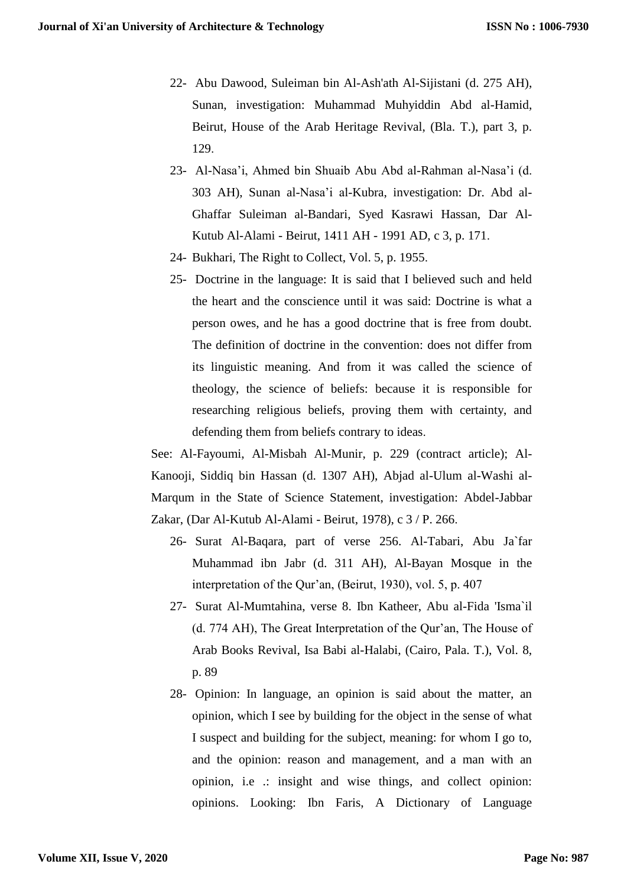22- Abu Dawood, Suleiman bin Al-Ash'ath Al-Sijistani (d. 275 AH), Sunan, investigation: Muhammad Muhyiddin Abd al-Hamid, Beirut, House of the Arab Heritage Revival, (Bla. T.), part 3, p. 129.

23- Al-Nasa'i, Ahmed bin Shuaib Abu Abd al-Rahman al-Nasa'i (d. 303 AH), Sunan al-Nasa'i al-Kubra, investigation: Dr. Abd al-Ghaffar Suleiman al-Bandari, Syed Kasrawi Hassan, Dar Al-Kutub Al-Alami - Beirut, 1411 AH - 1991 AD, c 3, p. 171.

24- Bukhari, The Right to Collect, Vol. 5, p. 1955.

25- Doctrine in the language: It is said that I believed such and held the heart and the conscience until it was said: Doctrine is what a person owes, and he has a good doctrine that is free from doubt. The definition of doctrine in the convention: does not differ from its linguistic meaning. And from it was called the science of theology, the science of beliefs: because it is responsible for researching religious beliefs, proving them with certainty, and defending them from beliefs contrary to ideas.

See: Al-Fayoumi, Al-Misbah Al-Munir, p. 229 (contract article); Al-Kanooji, Siddiq bin Hassan (d. 1307 AH), Abjad al-Ulum al-Washi al-Marqum in the State of Science Statement, investigation: Abdel-Jabbar Zakar, (Dar Al-Kutub Al-Alami - Beirut, 1978), c 3 / P. 266.

26- Surat Al-Baqara, part of verse 256. Al-Tabari, Abu Ja`far Muhammad ibn Jabr (d. 311 AH), Al-Bayan Mosque in the interpretation of the Qur'an, (Beirut, 1930), vol. 5, p. 407

27- Surat Al-Mumtahina, verse 8. Ibn Katheer, Abu al-Fida 'Isma`il (d. 774 AH), The Great Interpretation of the Qur'an, The House of Arab Books Revival, Isa Babi al-Halabi, (Cairo, Pala. T.), Vol. 8, p. 89

28- Opinion: In language, an opinion is said about the matter, an opinion, which I see by building for the object in the sense of what I suspect and building for the subject, meaning: for whom I go to, and the opinion: reason and management, and a man with an opinion, i.e .: insight and wise things, and collect opinion: opinions. Looking: Ibn Faris, A Dictionary of Language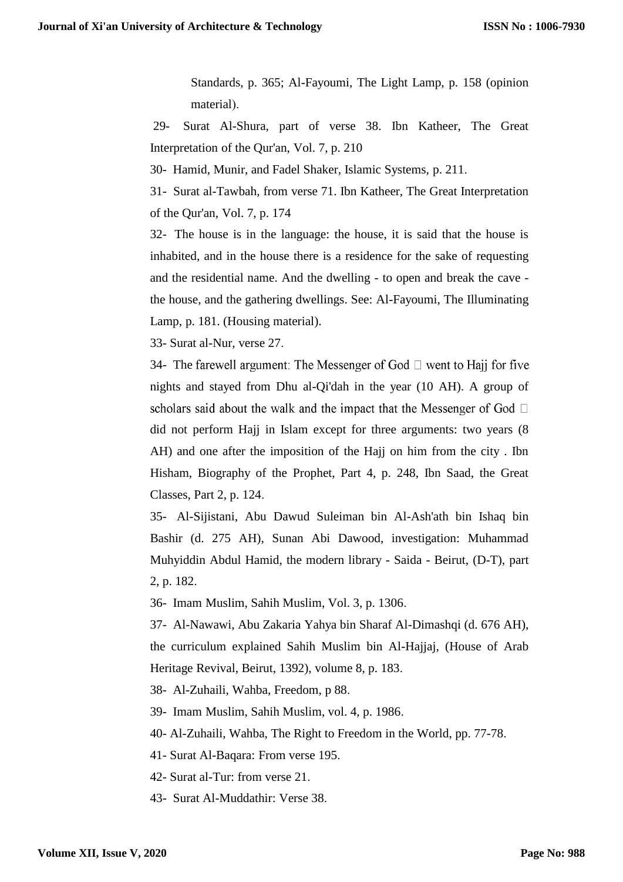Standards, p. 365; Al-Fayoumi, The Light Lamp, p. 158 (opinion material).

29- Surat Al-Shura, part of verse 38. Ibn Katheer, The Great Interpretation of the Qur'an, Vol. 7, p. 210

30- Hamid, Munir, and Fadel Shaker, Islamic Systems, p. 211.

31- Surat al-Tawbah, from verse 71. Ibn Katheer, The Great Interpretation of the Qur'an, Vol. 7, p. 174

32- The house is in the language: the house, it is said that the house is inhabited, and in the house there is a residence for the sake of requesting and the residential name. And the dwelling - to open and break the cave - the house, and the gathering dwellings. See: Al-Fayoumi, The Illuminating Lamp, p. 181. (Housing material).

33- Surat al-Nur, verse 27.

34- The farewell argument: The Messenger of God  went to Hajj for five nights and stayed from Dhu al-Qi'dah in the year (10 AH). A group of scholars said about the walk and the impact that the Messenger of God  did not perform Hajj in Islam except for three arguments: two years (8 AH) and one after the imposition of the Hajj on him from the city . Ibn Hisham, Biography of the Prophet, Part 4, p. 248, Ibn Saad, the Great Classes, Part 2, p. 124.

35- Al-Sijistani, Abu Dawud Suleiman bin Al-Ash'ath bin Ishaq bin Bashir (d. 275 AH), Sunan Abi Dawood, investigation: Muhammad Muhyiddin Abdul Hamid, the modern library - Saida - Beirut, (D-T), part 2, p. 182.

36- Imam Muslim, Sahih Muslim, Vol. 3, p. 1306.

37- Al-Nawawi, Abu Zakaria Yahya bin Sharaf Al-Dimashqi (d. 676 AH), the curriculum explained Sahih Muslim bin Al-Hajjaj, (House of Arab Heritage Revival, Beirut, 1392), volume 8, p. 183.

38- Al-Zuhaili, Wahba, Freedom, p 88.

39- Imam Muslim, Sahih Muslim, vol. 4, p. 1986.

40- Al-Zuhaili, Wahba, The Right to Freedom in the World, pp. 77-78.

41- Surat Al-Baqara: From verse 195.

42- Surat al-Tur: from verse 21.

43- Surat Al-Muddathir: Verse 38.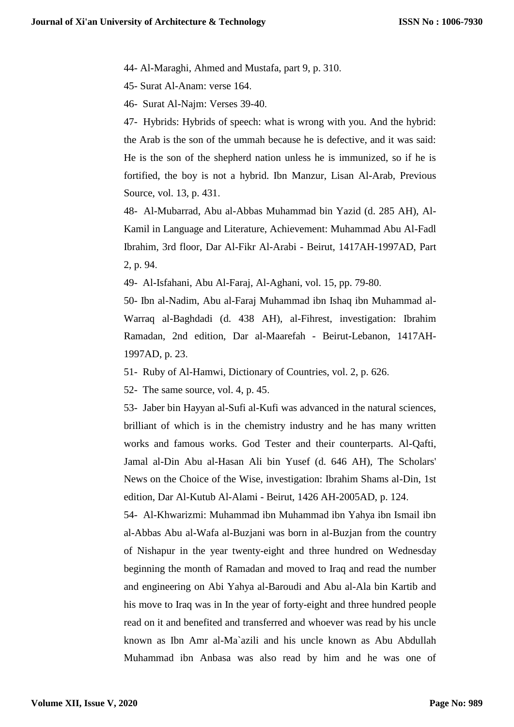44- Al-Maraghi, Ahmed and Mustafa, part 9, p. 310.

45- Surat Al-Anam: verse 164.

46- Surat Al-Najm: Verses 39-40.

47- Hybrids: Hybrids of speech: what is wrong with you. And the hybrid: the Arab is the son of the ummah because he is defective, and it was said: He is the son of the shepherd nation unless he is immunized, so if he is fortified, the boy is not a hybrid. Ibn Manzur, Lisan Al-Arab, Previous Source, vol. 13, p. 431.

48- Al-Mubarrad, Abu al-Abbas Muhammad bin Yazid (d. 285 AH), Al-Kamil in Language and Literature, Achievement: Muhammad Abu Al-Fadl Ibrahim, 3rd floor, Dar Al-Fikr Al-Arabi - Beirut, 1417AH-1997AD, Part 2, p. 94.

49- Al-Isfahani, Abu Al-Faraj, Al-Aghani, vol. 15, pp. 79-80.

50- Ibn al-Nadim, Abu al-Faraj Muhammad ibn Ishaq ibn Muhammad al-Warraq al-Baghdadi (d. 438 AH), al-Fihrest, investigation: Ibrahim Ramadan, 2nd edition, Dar al-Maarefah - Beirut-Lebanon, 1417AH-1997AD, p. 23.

51- Ruby of Al-Hamwi, Dictionary of Countries, vol. 2, p. 626.

52- The same source, vol. 4, p. 45.

53- Jaber bin Hayyan al-Sufi al-Kufi was advanced in the natural sciences, brilliant of which is in the chemistry industry and he has many written works and famous works. God Tester and their counterparts. Al-Qafti, Jamal al-Din Abu al-Hasan Ali bin Yusef (d. 646 AH), The Scholars' News on the Choice of the Wise, investigation: Ibrahim Shams al-Din, 1st edition, Dar Al-Kutub Al-Alami - Beirut, 1426 AH-2005AD, p. 124.

54- Al-Khwarizmi: Muhammad ibn Muhammad ibn Yahya ibn Ismail ibn al-Abbas Abu al-Wafa al-Buzjani was born in al-Buzjan from the country of Nishapur in the year twenty-eight and three hundred on Wednesday beginning the month of Ramadan and moved to Iraq and read the number and engineering on Abi Yahya al-Baroudi and Abu al-Ala bin Kartib and his move to Iraq was in In the year of forty-eight and three hundred people read on it and benefited and transferred and whoever was read by his uncle known as Ibn Amr al-Ma`azili and his uncle known as Abu Abdullah Muhammad ibn Anbasa was also read by him and he was one of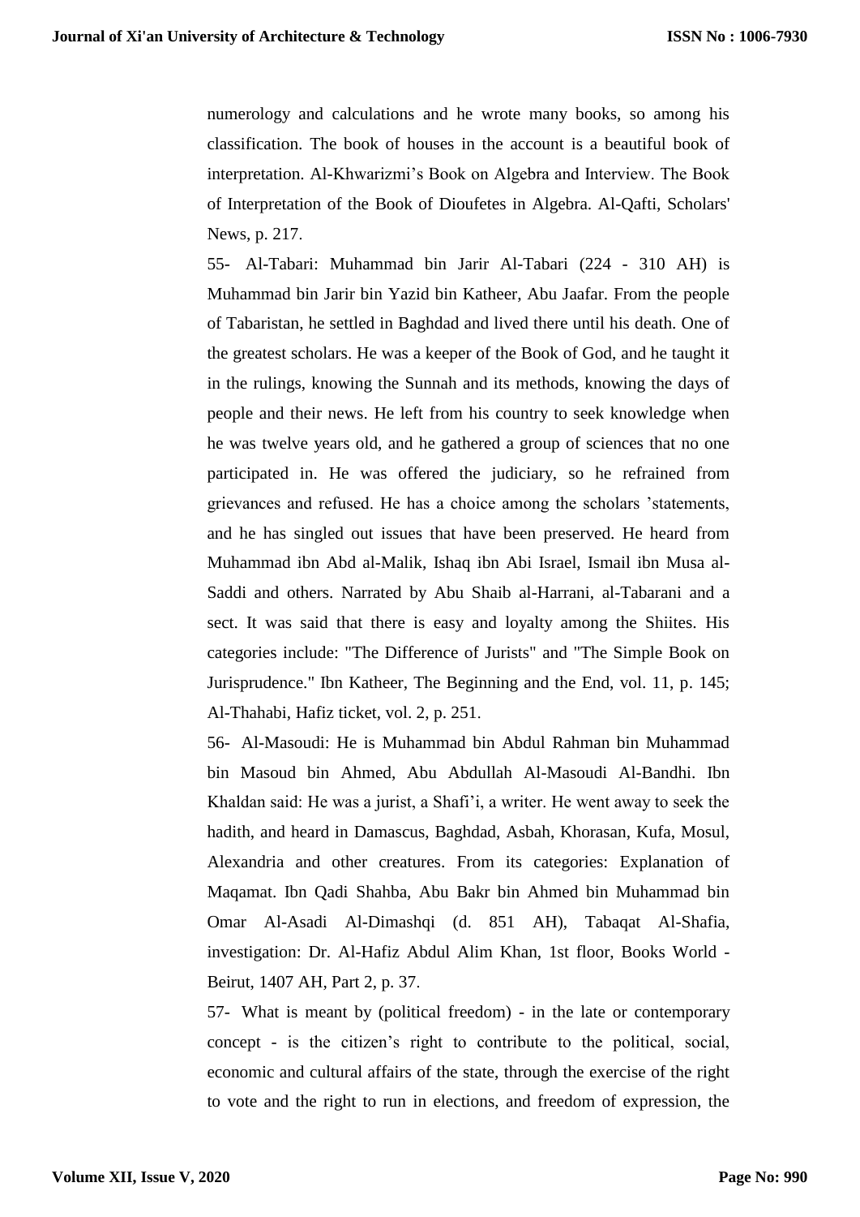numerology and calculations and he wrote many books, so among his classification. The book of houses in the account is a beautiful book of interpretation. Al-Khwarizmi's Book on Algebra and Interview. The Book of Interpretation of the Book of Dioufetes in Algebra. Al-Qafti, Scholars' News, p. 217.

55- Al-Tabari: Muhammad bin Jarir Al-Tabari (224 - 310 AH) is Muhammad bin Jarir bin Yazid bin Katheer, Abu Jaafar. From the people of Tabaristan, he settled in Baghdad and lived there until his death. One of the greatest scholars. He was a keeper of the Book of God, and he taught it in the rulings, knowing the Sunnah and its methods, knowing the days of people and their news. He left from his country to seek knowledge when he was twelve years old, and he gathered a group of sciences that no one participated in. He was offered the judiciary, so he refrained from grievances and refused. He has a choice among the scholars 'statements, and he has singled out issues that have been preserved. He heard from Muhammad ibn Abd al-Malik, Ishaq ibn Abi Israel, Ismail ibn Musa al-Saddi and others. Narrated by Abu Shaib al-Harrani, al-Tabarani and a sect. It was said that there is easy and loyalty among the Shiites. His categories include: "The Difference of Jurists" and "The Simple Book on Jurisprudence." Ibn Katheer, The Beginning and the End, vol. 11, p. 145; Al-Thahabi, Hafiz ticket, vol. 2, p. 251.

56- Al-Masoudi: He is Muhammad bin Abdul Rahman bin Muhammad bin Masoud bin Ahmed, Abu Abdullah Al-Masoudi Al-Bandhi. Ibn Khaldan said: He was a jurist, a Shafi'i, a writer. He went away to seek the hadith, and heard in Damascus, Baghdad, Asbah, Khorasan, Kufa, Mosul, Alexandria and other creatures. From its categories: Explanation of Maqamat. Ibn Qadi Shahba, Abu Bakr bin Ahmed bin Muhammad bin Omar Al-Asadi Al-Dimashqi (d. 851 AH), Tabaqat Al-Shafia, investigation: Dr. Al-Hafiz Abdul Alim Khan, 1st floor, Books World - Beirut, 1407 AH, Part 2, p. 37.

57- What is meant by (political freedom) - in the late or contemporary concept - is the citizen's right to contribute to the political, social, economic and cultural affairs of the state, through the exercise of the right to vote and the right to run in elections, and freedom of expression, the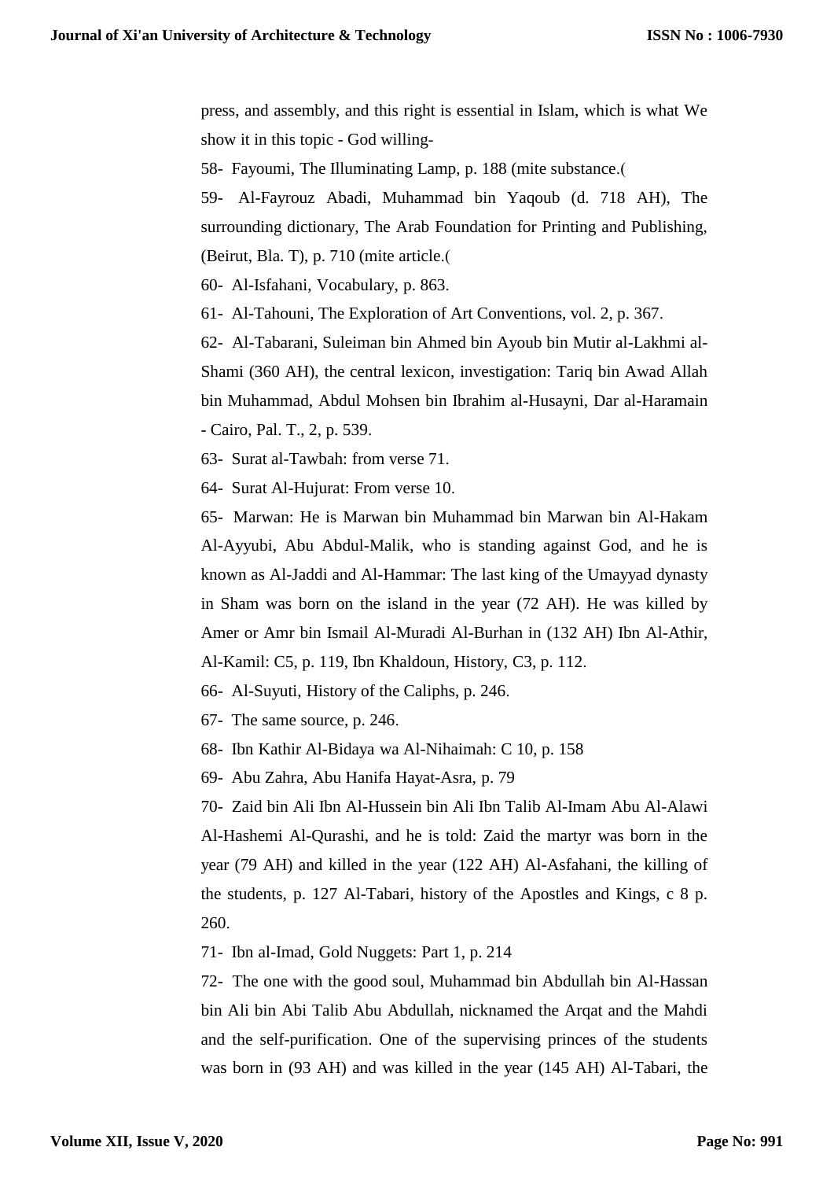press, and assembly, and this right is essential in Islam, which is what We show it in this topic - God willing-

58- Fayoumi, The Illuminating Lamp, p. 188 (mite substance.(

59- Al-Fayrouz Abadi, Muhammad bin Yaqoub (d. 718 AH), The surrounding dictionary, The Arab Foundation for Printing and Publishing, (Beirut, Bla. T), p. 710 (mite article.(

60- Al-Isfahani, Vocabulary, p. 863.

61- Al-Tahouni, The Exploration of Art Conventions, vol. 2, p. 367.

62- Al-Tabarani, Suleiman bin Ahmed bin Ayoub bin Mutir al-Lakhmi al-Shami (360 AH), the central lexicon, investigation: Tariq bin Awad Allah bin Muhammad, Abdul Mohsen bin Ibrahim al-Husayni, Dar al-Haramain - Cairo, Pal. T., 2, p. 539.

63- Surat al-Tawbah: from verse 71.

64- Surat Al-Hujurat: From verse 10.

65- Marwan: He is Marwan bin Muhammad bin Marwan bin Al-Hakam Al-Ayyubi, Abu Abdul-Malik, who is standing against God, and he is known as Al-Jaddi and Al-Hammar: The last king of the Umayyad dynasty in Sham was born on the island in the year (72 AH). He was killed by Amer or Amr bin Ismail Al-Muradi Al-Burhan in (132 AH) Ibn Al-Athir, Al-Kamil: C5, p. 119, Ibn Khaldoun, History, C3, p. 112.

66- Al-Suyuti, History of the Caliphs, p. 246.

67- The same source, p. 246.

68- Ibn Kathir Al-Bidaya wa Al-Nihaimah: C 10, p. 158

69- Abu Zahra, Abu Hanifa Hayat-Asra, p. 79

70- Zaid bin Ali Ibn Al-Hussein bin Ali Ibn Talib Al-Imam Abu Al-Alawi Al-Hashemi Al-Qurashi, and he is told: Zaid the martyr was born in the year (79 AH) and killed in the year (122 AH) Al-Asfahani, the killing of the students, p. 127 Al-Tabari, history of the Apostles and Kings, c 8 p. 260.

71- Ibn al-Imad, Gold Nuggets: Part 1, p. 214

72- The one with the good soul, Muhammad bin Abdullah bin Al-Hassan bin Ali bin Abi Talib Abu Abdullah, nicknamed the Arqat and the Mahdi and the self-purification. One of the supervising princes of the students was born in (93 AH) and was killed in the year (145 AH) Al-Tabari, the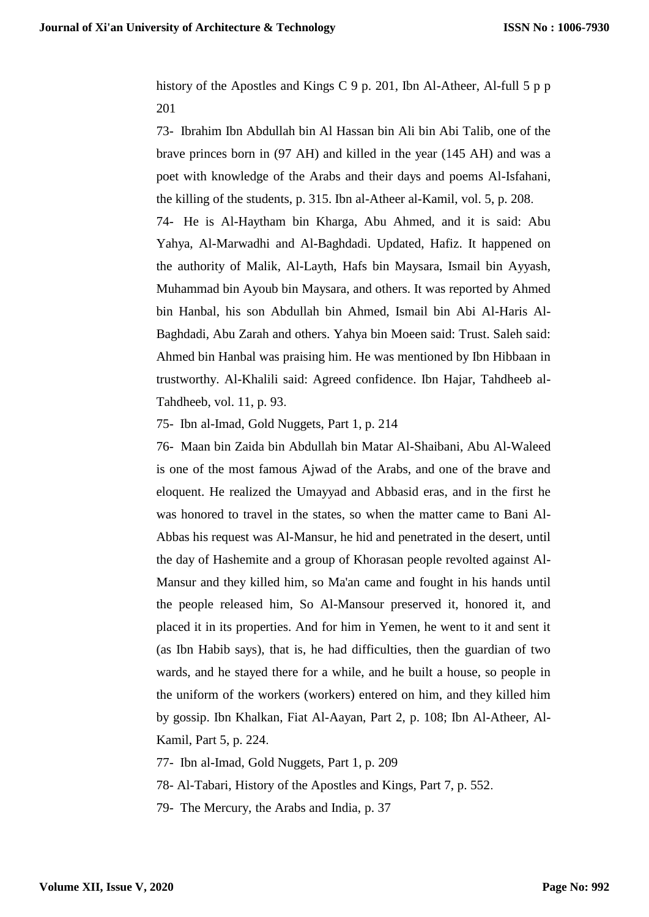history of the Apostles and Kings C 9 p. 201, Ibn Al-Atheer, Al-full 5 p p 201

73- Ibrahim Ibn Abdullah bin Al Hassan bin Ali bin Abi Talib, one of the brave princes born in (97 AH) and killed in the year (145 AH) and was a poet with knowledge of the Arabs and their days and poems Al-Isfahani, the killing of the students, p. 315. Ibn al-Atheer al-Kamil, vol. 5, p. 208.

74- He is Al-Haytham bin Kharga, Abu Ahmed, and it is said: Abu Yahya, Al-Marwadhi and Al-Baghdadi. Updated, Hafiz. It happened on the authority of Malik, Al-Layth, Hafs bin Maysara, Ismail bin Ayyash, Muhammad bin Ayoub bin Maysara, and others. It was reported by Ahmed bin Hanbal, his son Abdullah bin Ahmed, Ismail bin Abi Al-Haris Al-Baghdadi, Abu Zarah and others. Yahya bin Moeen said: Trust. Saleh said: Ahmed bin Hanbal was praising him. He was mentioned by Ibn Hibbaan in trustworthy. Al-Khalili said: Agreed confidence. Ibn Hajar, Tahdheeb al-Tahdheeb, vol. 11, p. 93.

75- Ibn al-Imad, Gold Nuggets, Part 1, p. 214

76- Maan bin Zaida bin Abdullah bin Matar Al-Shaibani, Abu Al-Waleed is one of the most famous Ajwad of the Arabs, and one of the brave and eloquent. He realized the Umayyad and Abbasid eras, and in the first he was honored to travel in the states, so when the matter came to Bani Al-Abbas his request was Al-Mansur, he hid and penetrated in the desert, until the day of Hashemite and a group of Khorasan people revolted against Al-Mansur and they killed him, so Ma'an came and fought in his hands until the people released him, So Al-Mansour preserved it, honored it, and placed it in its properties. And for him in Yemen, he went to it and sent it (as Ibn Habib says), that is, he had difficulties, then the guardian of two wards, and he stayed there for a while, and he built a house, so people in the uniform of the workers (workers) entered on him, and they killed him by gossip. Ibn Khalkan, Fiat Al-Aayan, Part 2, p. 108; Ibn Al-Atheer, Al-Kamil, Part 5, p. 224.

77- Ibn al-Imad, Gold Nuggets, Part 1, p. 209

78- Al-Tabari, History of the Apostles and Kings, Part 7, p. 552.

79- The Mercury, the Arabs and India, p. 37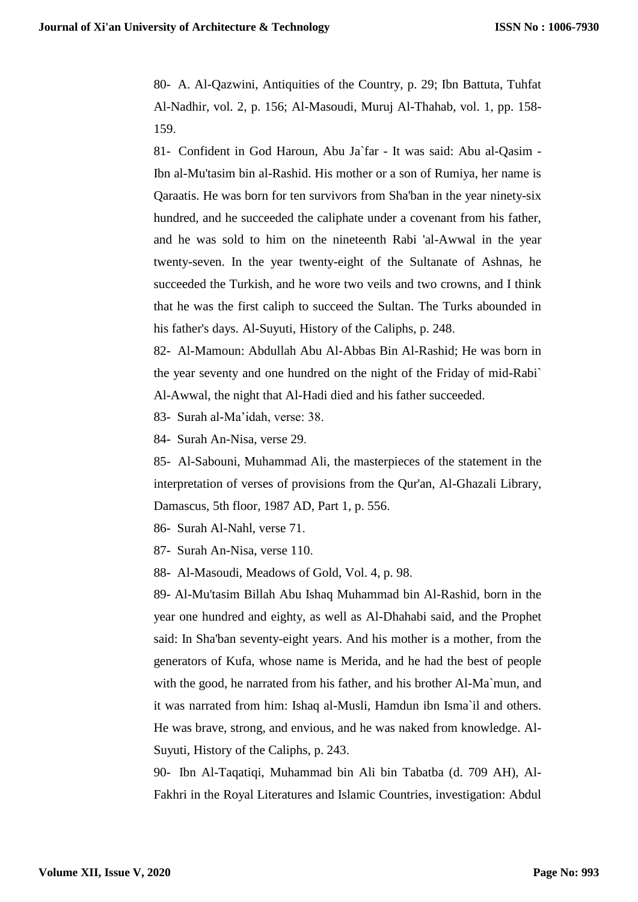80- A. Al-Qazwini, Antiquities of the Country, p. 29; Ibn Battuta, Tuhfat Al-Nadhir, vol. 2, p. 156; Al-Masoudi, Muruj Al-Thahab, vol. 1, pp. 158-159.

81- Confident in God Haroun, Abu Ja`far - It was said: Abu al-Qasim - Ibn al-Mu'tasim bin al-Rashid. His mother or a son of Rumiya, her name is Qaraatis. He was born for ten survivors from Sha'ban in the year ninety-six hundred, and he succeeded the caliphate under a covenant from his father, and he was sold to him on the nineteenth Rabi 'al-Awwal in the year twenty-seven. In the year twenty-eight of the Sultanate of Ashnas, he succeeded the Turkish, and he wore two veils and two crowns, and I think that he was the first caliph to succeed the Sultan. The Turks abounded in his father's days. Al-Suyuti, History of the Caliphs, p. 248.

82- Al-Mamoun: Abdullah Abu Al-Abbas Bin Al-Rashid; He was born in the year seventy and one hundred on the night of the Friday of mid-Rabi` Al-Awwal, the night that Al-Hadi died and his father succeeded.

83- Surah al-Ma'idah, verse: 38.

84- Surah An-Nisa, verse 29.

85- Al-Sabouni, Muhammad Ali, the masterpieces of the statement in the interpretation of verses of provisions from the Qur'an, Al-Ghazali Library, Damascus, 5th floor, 1987 AD, Part 1, p. 556.

86- Surah Al-Nahl, verse 71.

87- Surah An-Nisa, verse 110.

88- Al-Masoudi, Meadows of Gold, Vol. 4, p. 98.

89- Al-Mu'tasim Billah Abu Ishaq Muhammad bin Al-Rashid, born in the year one hundred and eighty, as well as Al-Dhahabi said, and the Prophet said: In Sha'ban seventy-eight years. And his mother is a mother, from the generators of Kufa, whose name is Merida, and he had the best of people with the good, he narrated from his father, and his brother Al-Ma`mun, and it was narrated from him: Ishaq al-Musli, Hamdun ibn Isma`il and others. He was brave, strong, and envious, and he was naked from knowledge. Al-Suyuti, History of the Caliphs, p. 243.

90- Ibn Al-Taqatiqi, Muhammad bin Ali bin Tabatba (d. 709 AH), Al-Fakhri in the Royal Literatures and Islamic Countries, investigation: Abdul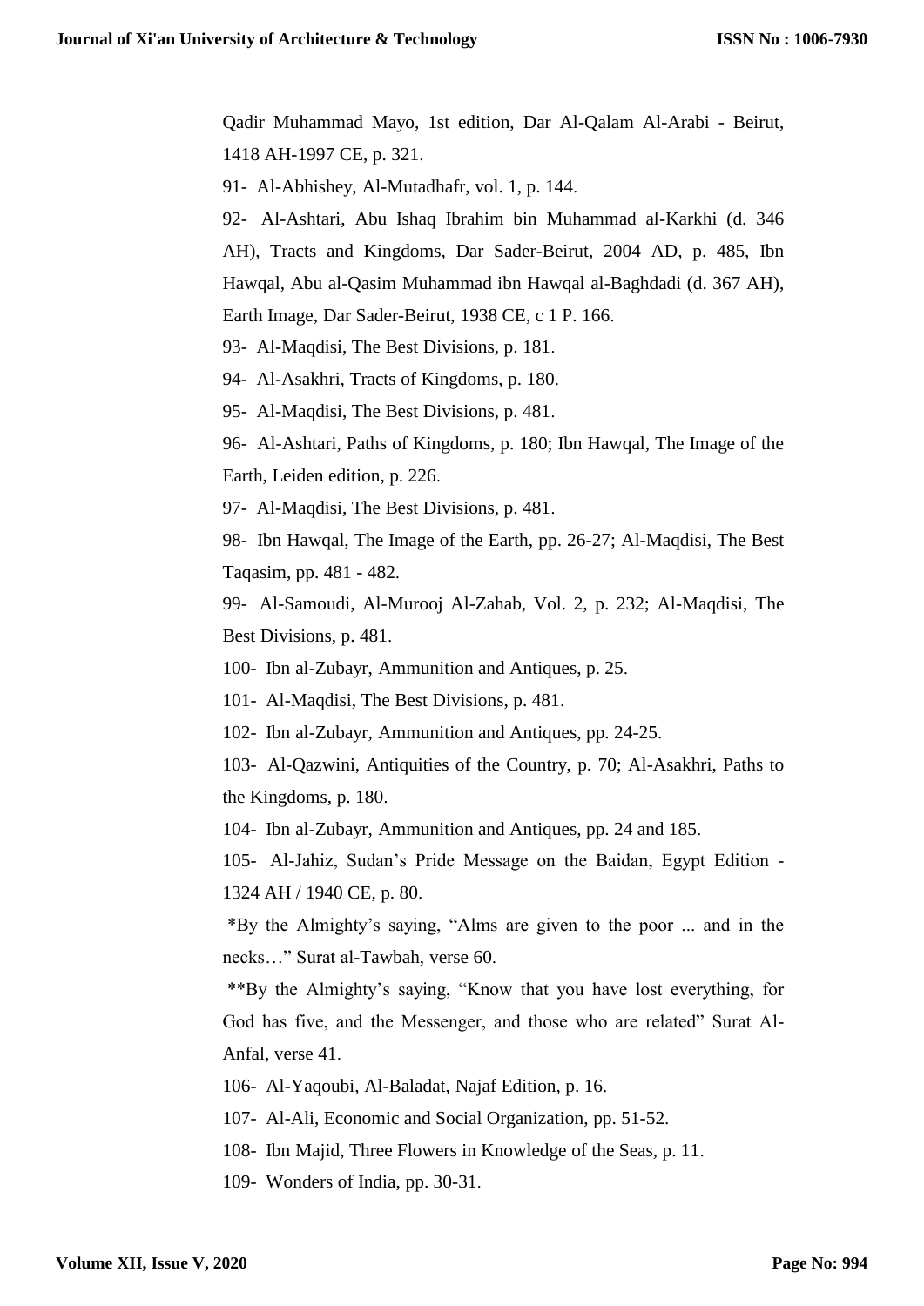Qadir Muhammad Mayo, 1st edition, Dar Al-Qalam Al-Arabi - Beirut, 1418 AH-1997 CE, p. 321.

91- Al-Abhishey, Al-Mutadhafr, vol. 1, p. 144.

92- Al-Ashtari, Abu Ishaq Ibrahim bin Muhammad al-Karkhi (d. 346 AH), Tracts and Kingdoms, Dar Sader-Beirut, 2004 AD, p. 485, Ibn Hawqal, Abu al-Qasim Muhammad ibn Hawqal al-Baghdadi (d. 367 AH), Earth Image, Dar Sader-Beirut, 1938 CE, c 1 P. 166.

93- Al-Maqdisi, The Best Divisions, p. 181.

94- Al-Asakhri, Tracts of Kingdoms, p. 180.

95- Al-Maqdisi, The Best Divisions, p. 481.

96- Al-Ashtari, Paths of Kingdoms, p. 180; Ibn Hawqal, The Image of the Earth, Leiden edition, p. 226.

97- Al-Maqdisi, The Best Divisions, p. 481.

98- Ibn Hawqal, The Image of the Earth, pp. 26-27; Al-Maqdisi, The Best Taqasim, pp. 481 - 482.

99- Al-Samoudi, Al-Murooj Al-Zahab, Vol. 2, p. 232; Al-Maqdisi, The Best Divisions, p. 481.

100- Ibn al-Zubayr, Ammunition and Antiques, p. 25.

101- Al-Maqdisi, The Best Divisions, p. 481.

102- Ibn al-Zubayr, Ammunition and Antiques, pp. 24-25.

103- Al-Qazwini, Antiquities of the Country, p. 70; Al-Asakhri, Paths to the Kingdoms, p. 180.

104- Ibn al-Zubayr, Ammunition and Antiques, pp. 24 and 185.

105- Al-Jahiz, Sudan's Pride Message on the Baidan, Egypt Edition - 1324 AH / 1940 CE, p. 80.

*By the Almighty's saying, "Alms are given to the poor ... and in the necks…" Surat al-Tawbah, verse 60.

**By the Almighty's saying, "Know that you have lost everything, for God has five, and the Messenger, and those who are related" Surat Al-Anfal, verse 41.

106- Al-Yaqoubi, Al-Baladat, Najaf Edition, p. 16.

107- Al-Ali, Economic and Social Organization, pp. 51-52.

108- Ibn Majid, Three Flowers in Knowledge of the Seas, p. 11.

109- Wonders of India, pp. 30-31.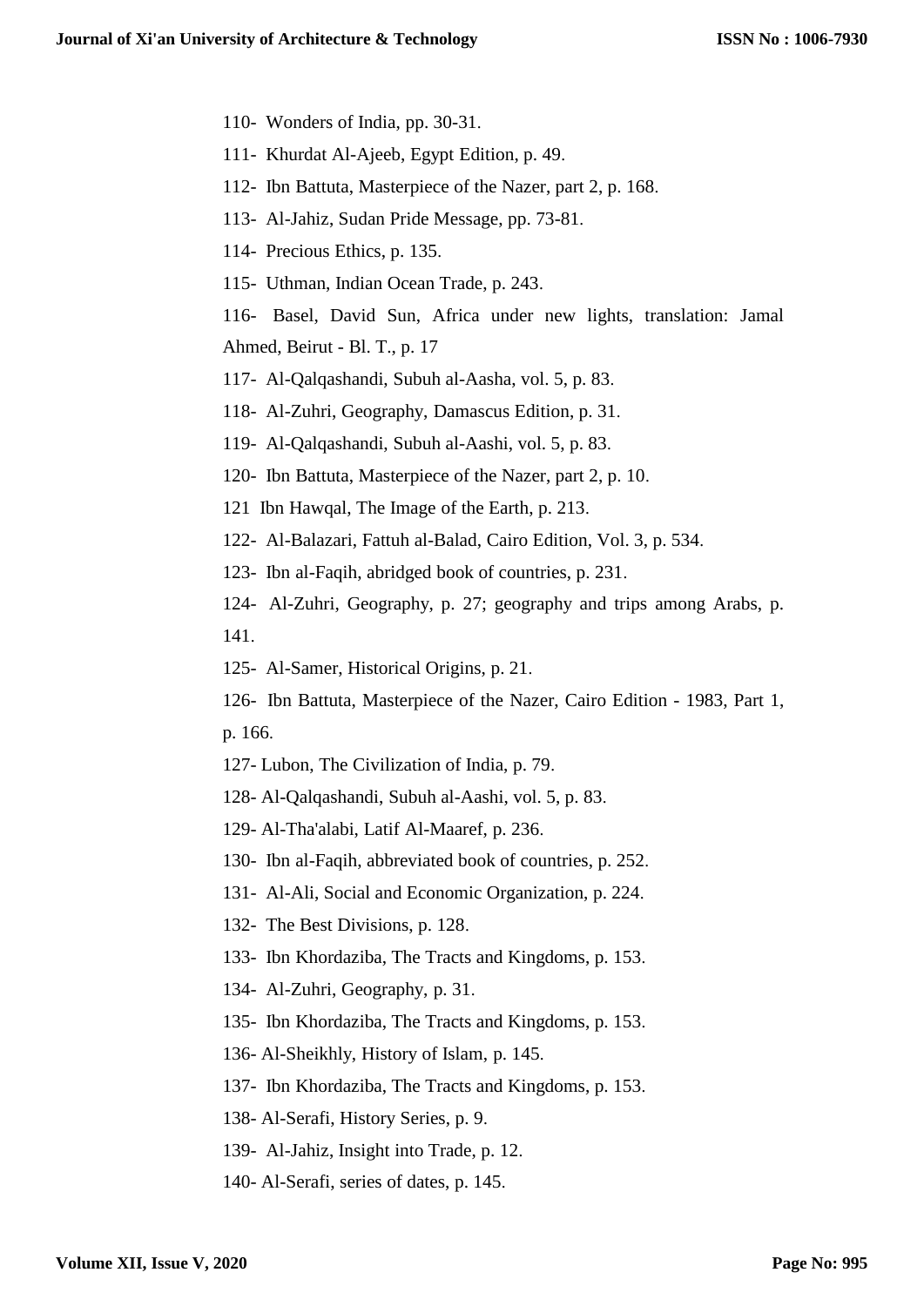110- Wonders of India, pp. 30-31.

111- Khurdat Al-Ajeeb, Egypt Edition, p. 49.

112- Ibn Battuta, Masterpiece of the Nazer, part 2, p. 168.

113- Al-Jahiz, Sudan Pride Message, pp. 73-81.

114- Precious Ethics, p. 135.

115- Uthman, Indian Ocean Trade, p. 243.

116- Basel, David Sun, Africa under new lights, translation: Jamal Ahmed, Beirut - Bl. T., p. 17

117- Al-Qalqashandi, Subuh al-Aasha, vol. 5, p. 83.

118- Al-Zuhri, Geography, Damascus Edition, p. 31.

119- Al-Qalqashandi, Subuh al-Aashi, vol. 5, p. 83.

120- Ibn Battuta, Masterpiece of the Nazer, part 2, p. 10.

121 Ibn Hawqal, The Image of the Earth, p. 213.

122- Al-Balazari, Fattuh al-Balad, Cairo Edition, Vol. 3, p. 534.

123- Ibn al-Faqih, abridged book of countries, p. 231.

124- Al-Zuhri, Geography, p. 27; geography and trips among Arabs, p. 141.

125- Al-Samer, Historical Origins, p. 21.

126- Ibn Battuta, Masterpiece of the Nazer, Cairo Edition - 1983, Part 1, p. 166.

127- Lubon, The Civilization of India, p. 79.

128- Al-Qalqashandi, Subuh al-Aashi, vol. 5, p. 83.

129- Al-Tha'alabi, Latif Al-Maaref, p. 236.

130- Ibn al-Faqih, abbreviated book of countries, p. 252.

131- Al-Ali, Social and Economic Organization, p. 224.

132- The Best Divisions, p. 128.

133- Ibn Khordaziba, The Tracts and Kingdoms, p. 153.

134- Al-Zuhri, Geography, p. 31.

135- Ibn Khordaziba, The Tracts and Kingdoms, p. 153.

136- Al-Sheikhly, History of Islam, p. 145.

137- Ibn Khordaziba, The Tracts and Kingdoms, p. 153.

138- Al-Serafi, History Series, p. 9.

139- Al-Jahiz, Insight into Trade, p. 12.

140- Al-Serafi, series of dates, p. 145.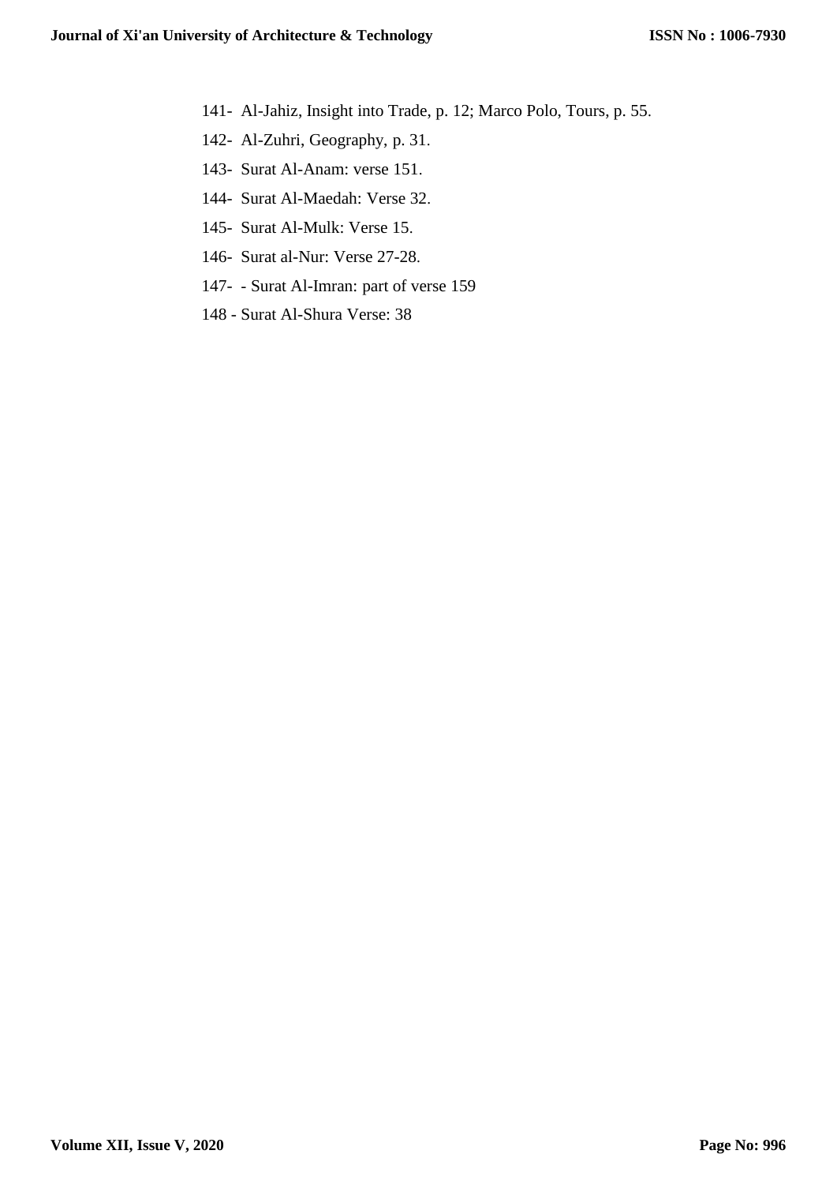141- Al-Jahiz, Insight into Trade, p. 12; Marco Polo, Tours, p. 55.

142- Al-Zuhri, Geography, p. 31.

143- Surat Al-Anam: verse 151.

144- Surat Al-Maedah: Verse 32.

145- Surat Al-Mulk: Verse 15.

146- Surat al-Nur: Verse 27-28.

147- - Surat Al-Imran: part of verse 159

148 - Surat Al-Shura Verse: 38